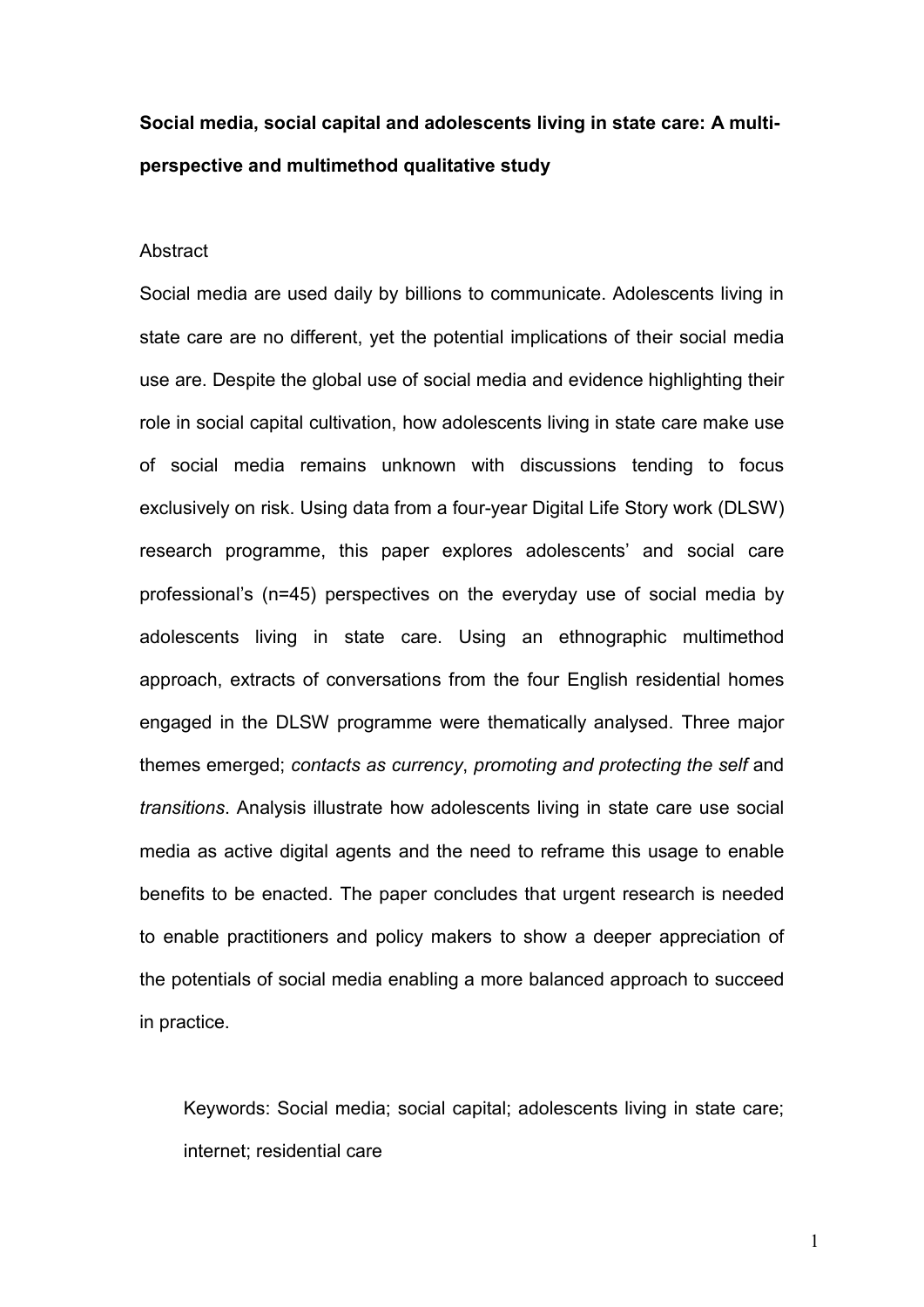**Social media, social capital and adolescents living in state care: A multi-perspective and multimethod qualitative study**

Abstract

Social media are used daily by billions to communicate. Adolescents living in state care are no different, yet the potential implications of their social media use are. Despite the global use of social media and evidence highlighting their role in social capital cultivation, how adolescents living in state care make use of social media remains unknown with discussions tending to focus exclusively on risk. Using data from a four-year Digital Life Story work (DLSW) research programme, this paper explores adolescents' and social care professional's (n=45) perspectives on the everyday use of social media by adolescents living in state care. Using an ethnographic multimethod approach, extracts of conversations from the four English residential homes engaged in the DLSW programme were thematically analysed. Three major themes emerged; *contacts as currency*, *promoting and protecting the self* and *transitions*. Analysis illustrate how adolescents living in state care use social media as active digital agents and the need to reframe this usage to enable benefits to be enacted. The paper concludes that urgent research is needed to enable practitioners and policy makers to show a deeper appreciation of the potentials of social media enabling a more balanced approach to succeed in practice.

Keywords: Social media; social capital; adolescents living in state care; internet; residential care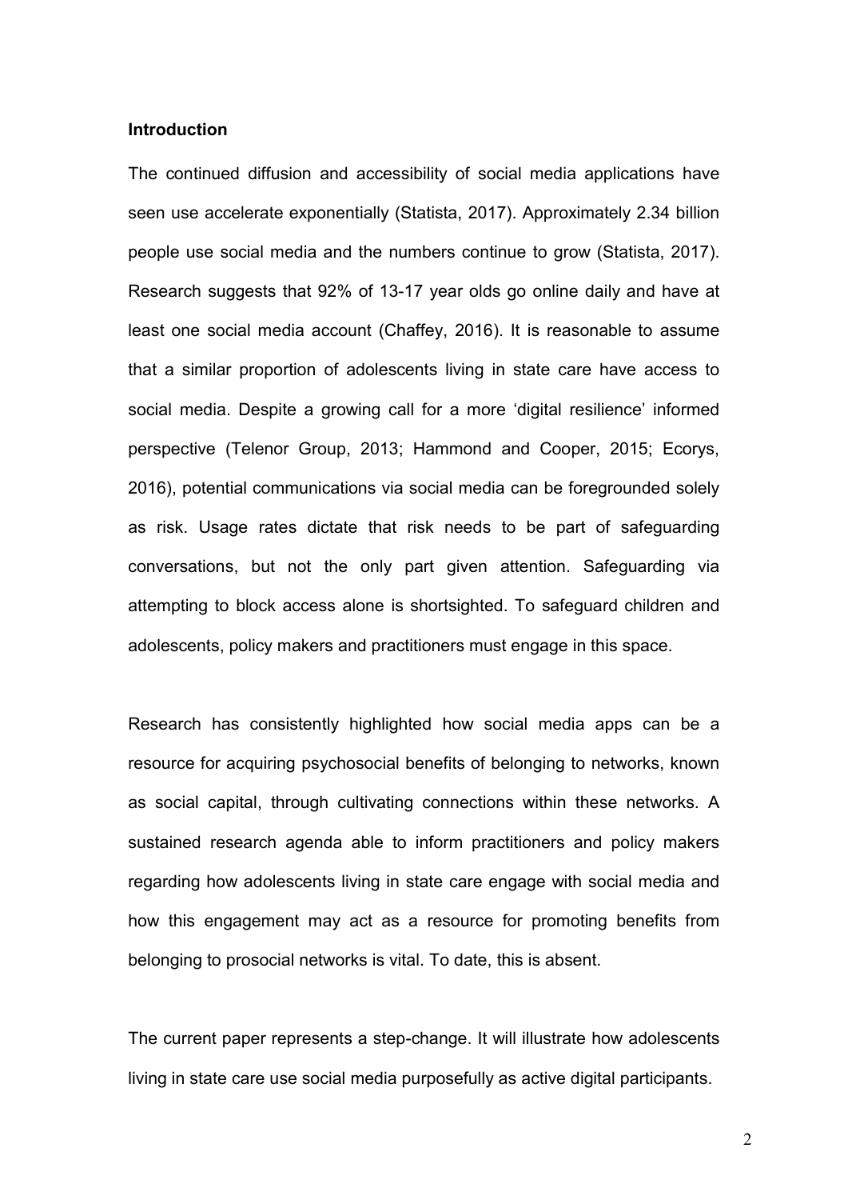**Introduction**

The continued diffusion and accessibility of social media applications have seen use accelerate exponentially (Statista, 2017). Approximately 2.34 billion people use social media and the numbers continue to grow (Statista, 2017). Research suggests that 92% of 13-17 year olds go online daily and have at least one social media account (Chaffey, 2016). It is reasonable to assume that a similar proportion of adolescents living in state care have access to social media. Despite a growing call for a more 'digital resilience' informed perspective (Telenor Group, 2013; Hammond and Cooper, 2015; Ecorys, 2016), potential communications via social media can be foregrounded solely as risk. Usage rates dictate that risk needs to be part of safeguarding conversations, but not the only part given attention. Safeguarding via attempting to block access alone is shortsighted. To safeguard children and adolescents, policy makers and practitioners must engage in this space.

Research has consistently highlighted how social media apps can be a resource for acquiring psychosocial benefits of belonging to networks, known as social capital, through cultivating connections within these networks. A sustained research agenda able to inform practitioners and policy makers regarding how adolescents living in state care engage with social media and how this engagement may act as a resource for promoting benefits from belonging to prosocial networks is vital. To date, this is absent.

The current paper represents a step-change. It will illustrate how adolescents living in state care use social media purposefully as active digital participants.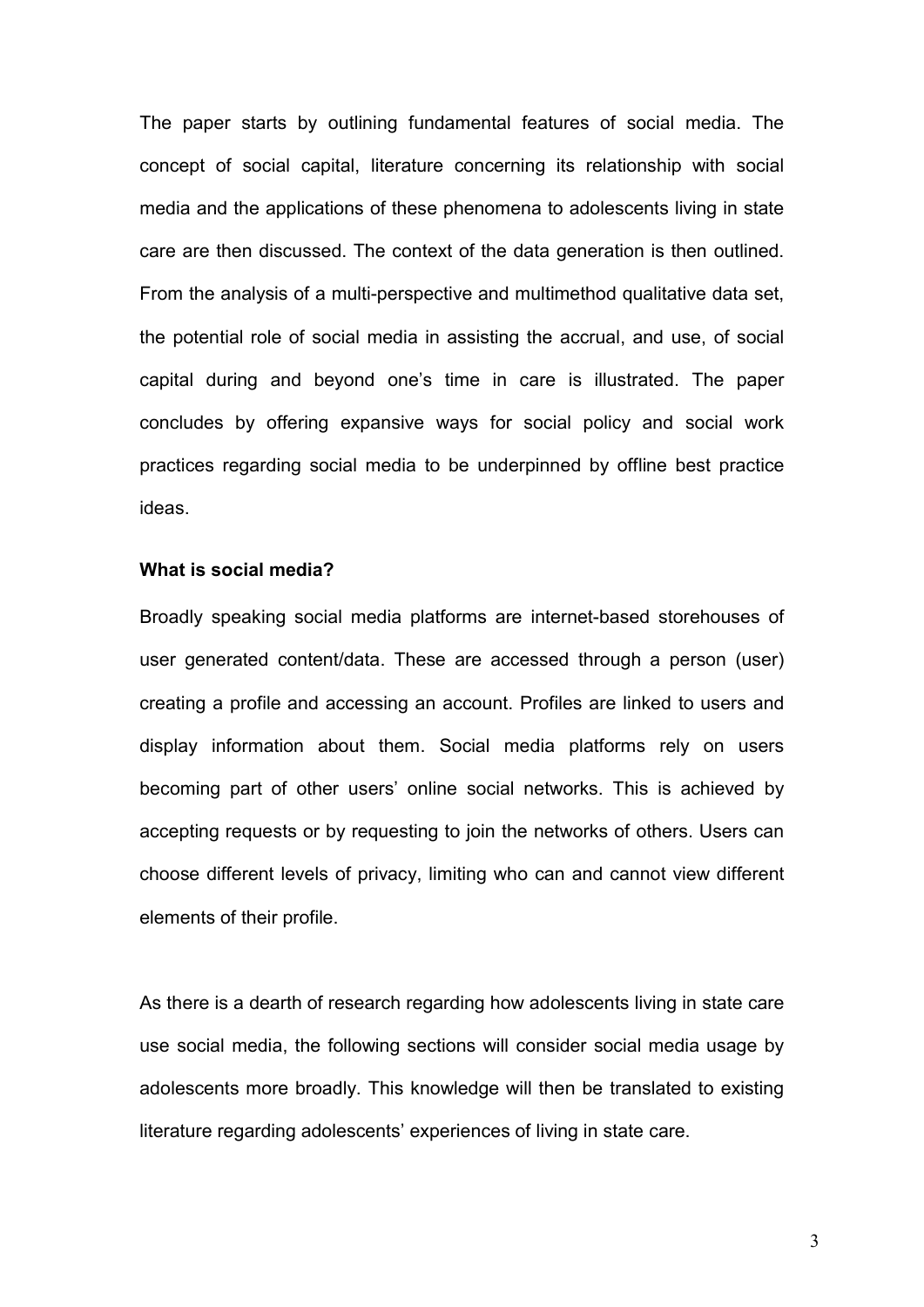The paper starts by outlining fundamental features of social media. The concept of social capital, literature concerning its relationship with social media and the applications of these phenomena to adolescents living in state care are then discussed. The context of the data generation is then outlined. From the analysis of a multi-perspective and multimethod qualitative data set, the potential role of social media in assisting the accrual, and use, of social capital during and beyond one's time in care is illustrated. The paper concludes by offering expansive ways for social policy and social work practices regarding social media to be underpinned by offline best practice ideas.

**What is social media?**

Broadly speaking social media platforms are internet-based storehouses of user generated content/data. These are accessed through a person (user) creating a profile and accessing an account. Profiles are linked to users and display information about them. Social media platforms rely on users becoming part of other users' online social networks. This is achieved by accepting requests or by requesting to join the networks of others. Users can choose different levels of privacy, limiting who can and cannot view different elements of their profile.

As there is a dearth of research regarding how adolescents living in state care use social media, the following sections will consider social media usage by adolescents more broadly. This knowledge will then be translated to existing literature regarding adolescents' experiences of living in state care.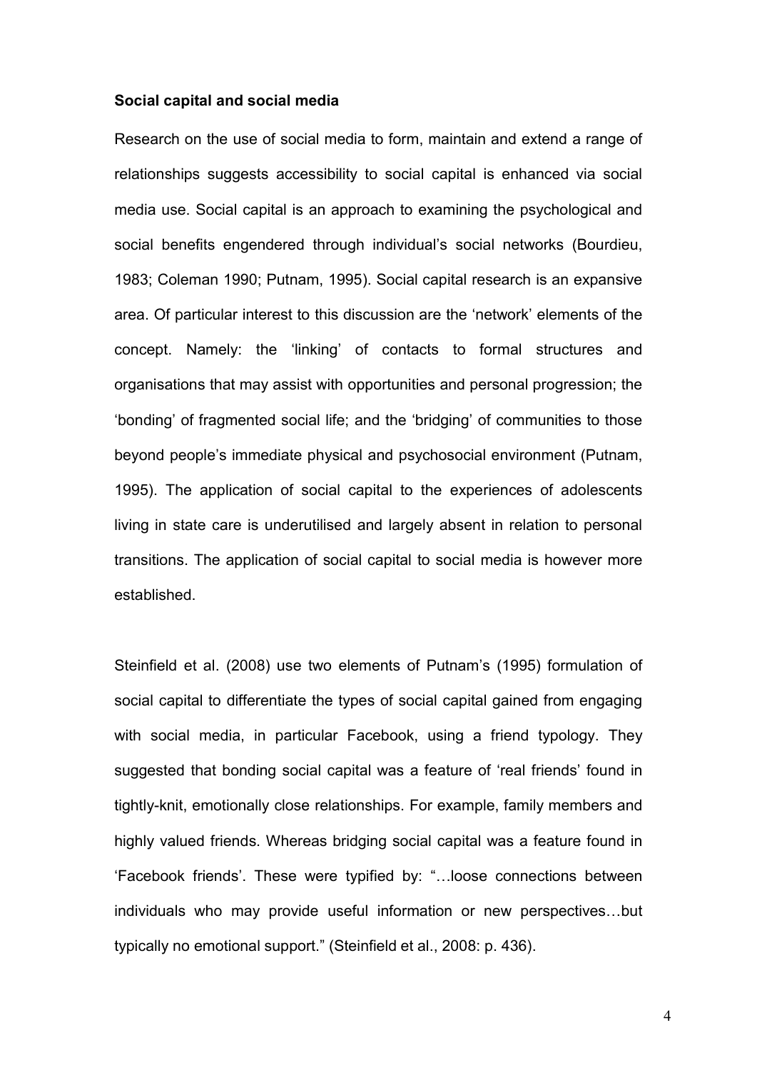**Social capital and social media**

Research on the use of social media to form, maintain and extend a range of relationships suggests accessibility to social capital is enhanced via social media use. Social capital is an approach to examining the psychological and social benefits engendered through individual's social networks (Bourdieu, 1983; Coleman 1990; Putnam, 1995). Social capital research is an expansive area. Of particular interest to this discussion are the 'network' elements of the concept. Namely: the 'linking' of contacts to formal structures and organisations that may assist with opportunities and personal progression; the 'bonding' of fragmented social life; and the 'bridging' of communities to those beyond people's immediate physical and psychosocial environment (Putnam, 1995). The application of social capital to the experiences of adolescents living in state care is underutilised and largely absent in relation to personal transitions. The application of social capital to social media is however more established.

Steinfield et al. (2008) use two elements of Putnam's (1995) formulation of social capital to differentiate the types of social capital gained from engaging with social media, in particular Facebook, using a friend typology. They suggested that bonding social capital was a feature of 'real friends' found in tightly-knit, emotionally close relationships. For example, family members and highly valued friends. Whereas bridging social capital was a feature found in 'Facebook friends'. These were typified by: "…loose connections between individuals who may provide useful information or new perspectives…but typically no emotional support." (Steinfield et al., 2008: p. 436).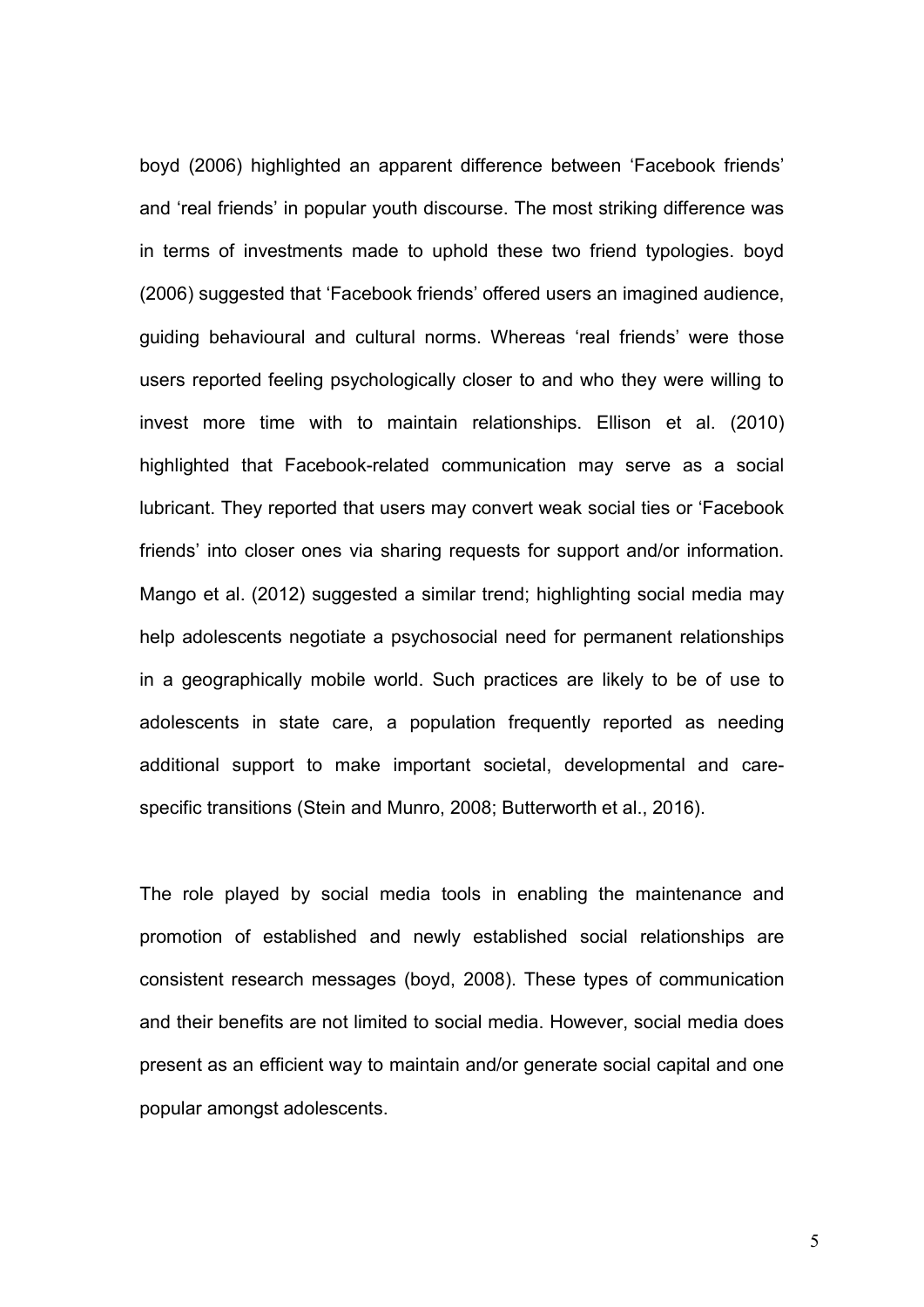boyd (2006) highlighted an apparent difference between 'Facebook friends' and 'real friends' in popular youth discourse. The most striking difference was in terms of investments made to uphold these two friend typologies. boyd (2006) suggested that 'Facebook friends' offered users an imagined audience, guiding behavioural and cultural norms. Whereas 'real friends' were those users reported feeling psychologically closer to and who they were willing to invest more time with to maintain relationships. Ellison et al. (2010) highlighted that Facebook-related communication may serve as a social lubricant. They reported that users may convert weak social ties or 'Facebook friends' into closer ones via sharing requests for support and/or information. Mango et al. (2012) suggested a similar trend; highlighting social media may help adolescents negotiate a psychosocial need for permanent relationships in a geographically mobile world. Such practices are likely to be of use to adolescents in state care, a population frequently reported as needing additional support to make important societal, developmental and care-specific transitions (Stein and Munro, 2008; Butterworth et al., 2016).

The role played by social media tools in enabling the maintenance and promotion of established and newly established social relationships are consistent research messages (boyd, 2008). These types of communication and their benefits are not limited to social media. However, social media does present as an efficient way to maintain and/or generate social capital and one popular amongst adolescents.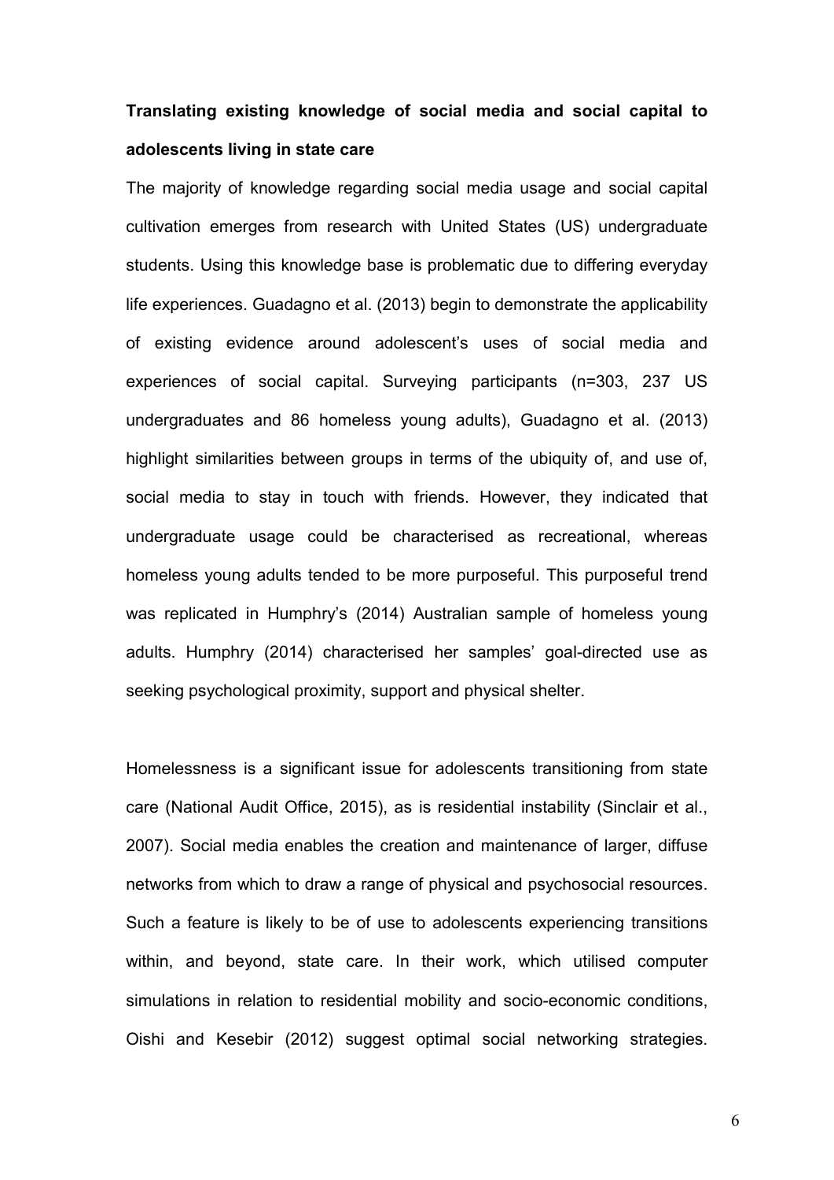**Translating existing knowledge of social media and social capital to adolescents living in state care**

The majority of knowledge regarding social media usage and social capital cultivation emerges from research with United States (US) undergraduate students. Using this knowledge base is problematic due to differing everyday life experiences. Guadagno et al. (2013) begin to demonstrate the applicability of existing evidence around adolescent's uses of social media and experiences of social capital. Surveying participants (n=303, 237 US undergraduates and 86 homeless young adults), Guadagno et al. (2013) highlight similarities between groups in terms of the ubiquity of, and use of, social media to stay in touch with friends. However, they indicated that undergraduate usage could be characterised as recreational, whereas homeless young adults tended to be more purposeful. This purposeful trend was replicated in Humphry's (2014) Australian sample of homeless young adults. Humphry (2014) characterised her samples' goal-directed use as seeking psychological proximity, support and physical shelter.

Homelessness is a significant issue for adolescents transitioning from state care (National Audit Office, 2015), as is residential instability (Sinclair et al., 2007). Social media enables the creation and maintenance of larger, diffuse networks from which to draw a range of physical and psychosocial resources. Such a feature is likely to be of use to adolescents experiencing transitions within, and beyond, state care. In their work, which utilised computer simulations in relation to residential mobility and socio-economic conditions, Oishi and Kesebir (2012) suggest optimal social networking strategies.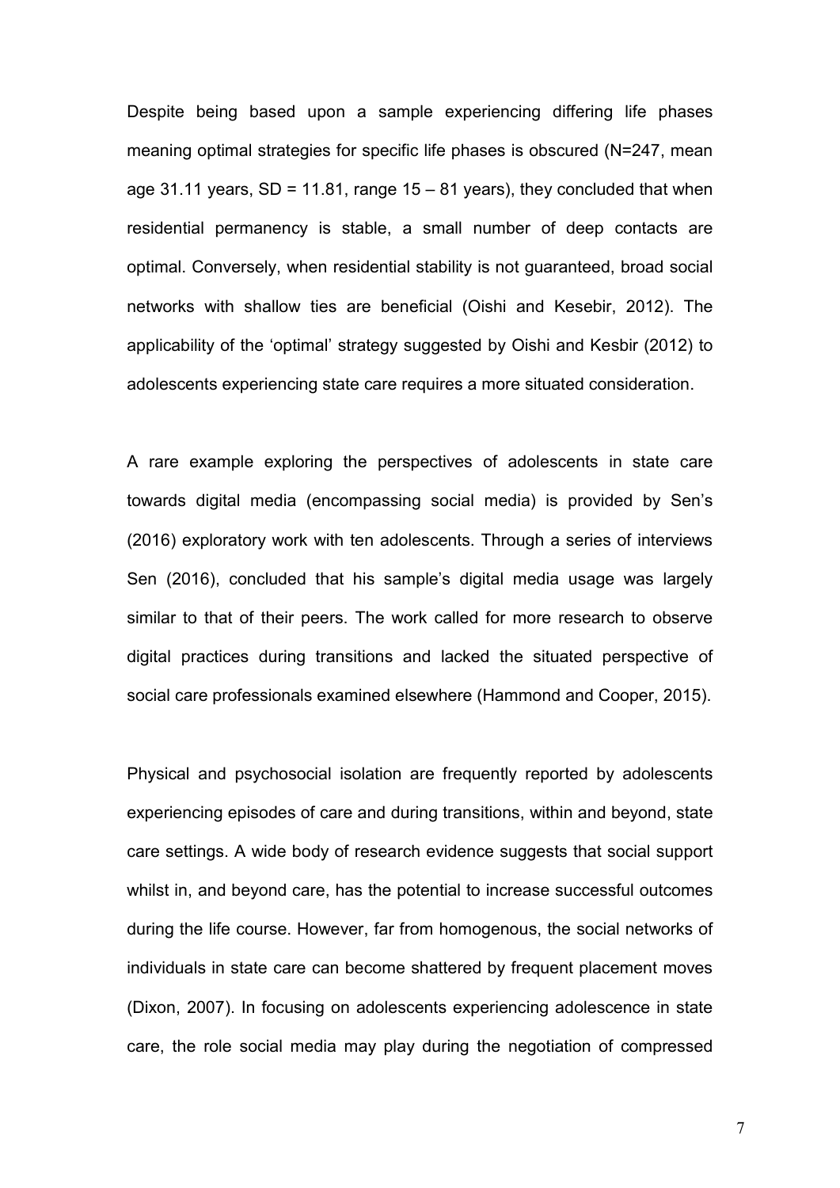Despite being based upon a sample experiencing differing life phases meaning optimal strategies for specific life phases is obscured (N=247, mean age 31.11 years, SD = 11.81, range 15 – 81 years), they concluded that when residential permanency is stable, a small number of deep contacts are optimal. Conversely, when residential stability is not guaranteed, broad social networks with shallow ties are beneficial (Oishi and Kesebir, 2012). The applicability of the 'optimal' strategy suggested by Oishi and Kesbir (2012) to adolescents experiencing state care requires a more situated consideration.

A rare example exploring the perspectives of adolescents in state care towards digital media (encompassing social media) is provided by Sen's (2016) exploratory work with ten adolescents. Through a series of interviews Sen (2016), concluded that his sample's digital media usage was largely similar to that of their peers. The work called for more research to observe digital practices during transitions and lacked the situated perspective of social care professionals examined elsewhere (Hammond and Cooper, 2015).

Physical and psychosocial isolation are frequently reported by adolescents experiencing episodes of care and during transitions, within and beyond, state care settings. A wide body of research evidence suggests that social support whilst in, and beyond care, has the potential to increase successful outcomes during the life course. However, far from homogenous, the social networks of individuals in state care can become shattered by frequent placement moves (Dixon, 2007). In focusing on adolescents experiencing adolescence in state care, the role social media may play during the negotiation of compressed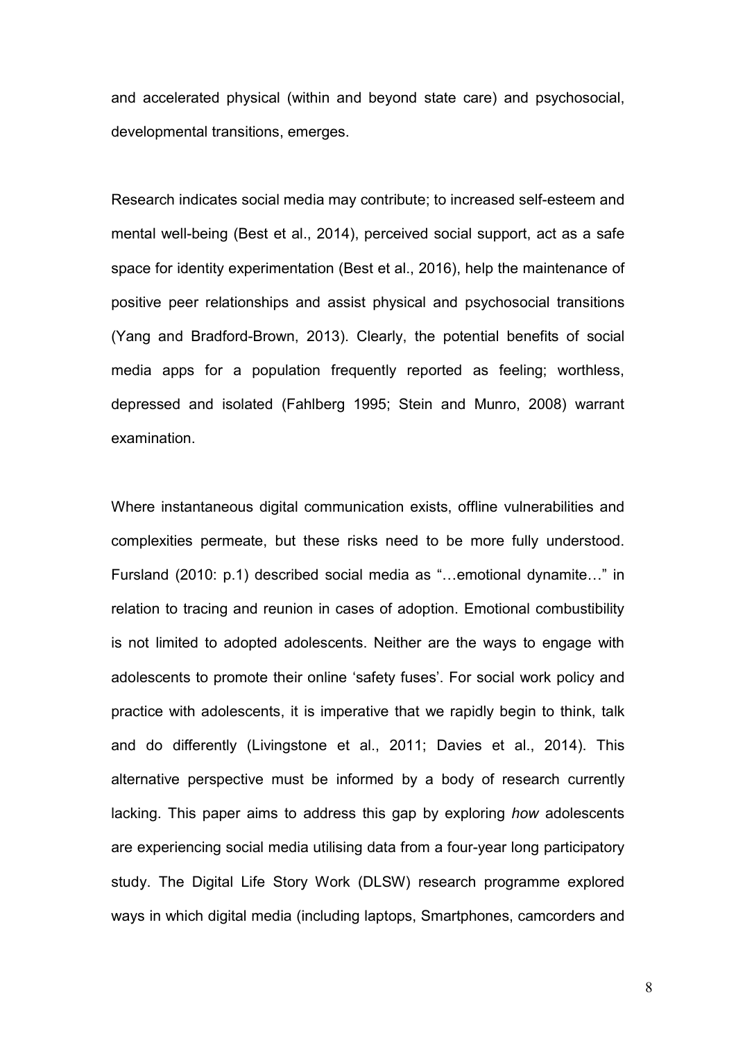and accelerated physical (within and beyond state care) and psychosocial, developmental transitions, emerges.

Research indicates social media may contribute; to increased self-esteem and mental well-being (Best et al., 2014), perceived social support, act as a safe space for identity experimentation (Best et al., 2016), help the maintenance of positive peer relationships and assist physical and psychosocial transitions (Yang and Bradford-Brown, 2013). Clearly, the potential benefits of social media apps for a population frequently reported as feeling; worthless, depressed and isolated (Fahlberg 1995; Stein and Munro, 2008) warrant examination.

Where instantaneous digital communication exists, offline vulnerabilities and complexities permeate, but these risks need to be more fully understood. Fursland (2010: p.1) described social media as "…emotional dynamite…" in relation to tracing and reunion in cases of adoption. Emotional combustibility is not limited to adopted adolescents. Neither are the ways to engage with adolescents to promote their online 'safety fuses'. For social work policy and practice with adolescents, it is imperative that we rapidly begin to think, talk and do differently (Livingstone et al., 2011; Davies et al., 2014). This alternative perspective must be informed by a body of research currently lacking. This paper aims to address this gap by exploring *how* adolescents are experiencing social media utilising data from a four-year long participatory study. The Digital Life Story Work (DLSW) research programme explored ways in which digital media (including laptops, Smartphones, camcorders and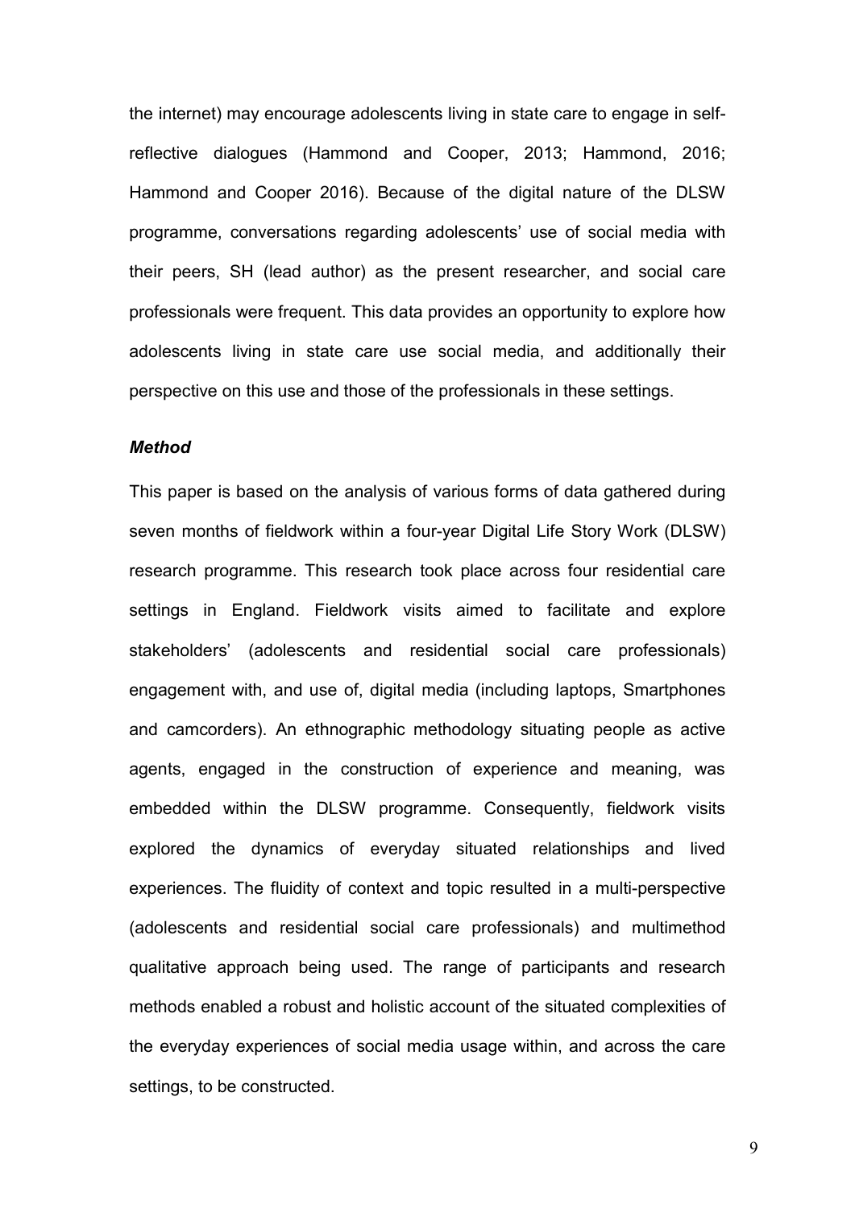the internet) may encourage adolescents living in state care to engage in self-reflective dialogues (Hammond and Cooper, 2013; Hammond, 2016; Hammond and Cooper 2016). Because of the digital nature of the DLSW programme, conversations regarding adolescents' use of social media with their peers, SH (lead author) as the present researcher, and social care professionals were frequent. This data provides an opportunity to explore how adolescents living in state care use social media, and additionally their perspective on this use and those of the professionals in these settings.

### *Method*

This paper is based on the analysis of various forms of data gathered during seven months of fieldwork within a four-year Digital Life Story Work (DLSW) research programme. This research took place across four residential care settings in England. Fieldwork visits aimed to facilitate and explore stakeholders' (adolescents and residential social care professionals) engagement with, and use of, digital media (including laptops, Smartphones and camcorders). An ethnographic methodology situating people as active agents, engaged in the construction of experience and meaning, was embedded within the DLSW programme. Consequently, fieldwork visits explored the dynamics of everyday situated relationships and lived experiences. The fluidity of context and topic resulted in a multi-perspective (adolescents and residential social care professionals) and multimethod qualitative approach being used. The range of participants and research methods enabled a robust and holistic account of the situated complexities of the everyday experiences of social media usage within, and across the care settings, to be constructed.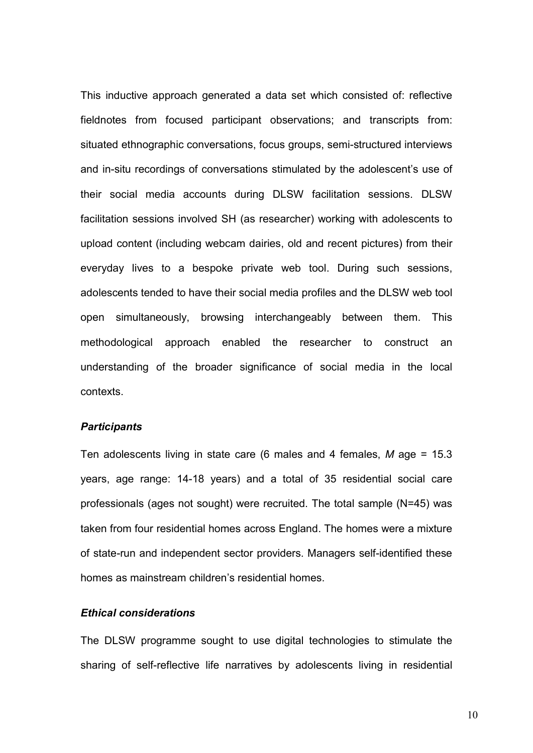This inductive approach generated a data set which consisted of: reflective fieldnotes from focused participant observations; and transcripts from: situated ethnographic conversations, focus groups, semi-structured interviews and in-situ recordings of conversations stimulated by the adolescent's use of their social media accounts during DLSW facilitation sessions. DLSW facilitation sessions involved SH (as researcher) working with adolescents to upload content (including webcam dairies, old and recent pictures) from their everyday lives to a bespoke private web tool. During such sessions, adolescents tended to have their social media profiles and the DLSW web tool open simultaneously, browsing interchangeably between them. This methodological approach enabled the researcher to construct an understanding of the broader significance of social media in the local contexts.

### *Participants*

Ten adolescents living in state care (6 males and 4 females, *M* age = 15.3 years, age range: 14-18 years) and a total of 35 residential social care professionals (ages not sought) were recruited. The total sample (N=45) was taken from four residential homes across England. The homes were a mixture of state-run and independent sector providers. Managers self-identified these homes as mainstream children's residential homes.

### *Ethical considerations*

The DLSW programme sought to use digital technologies to stimulate the sharing of self-reflective life narratives by adolescents living in residential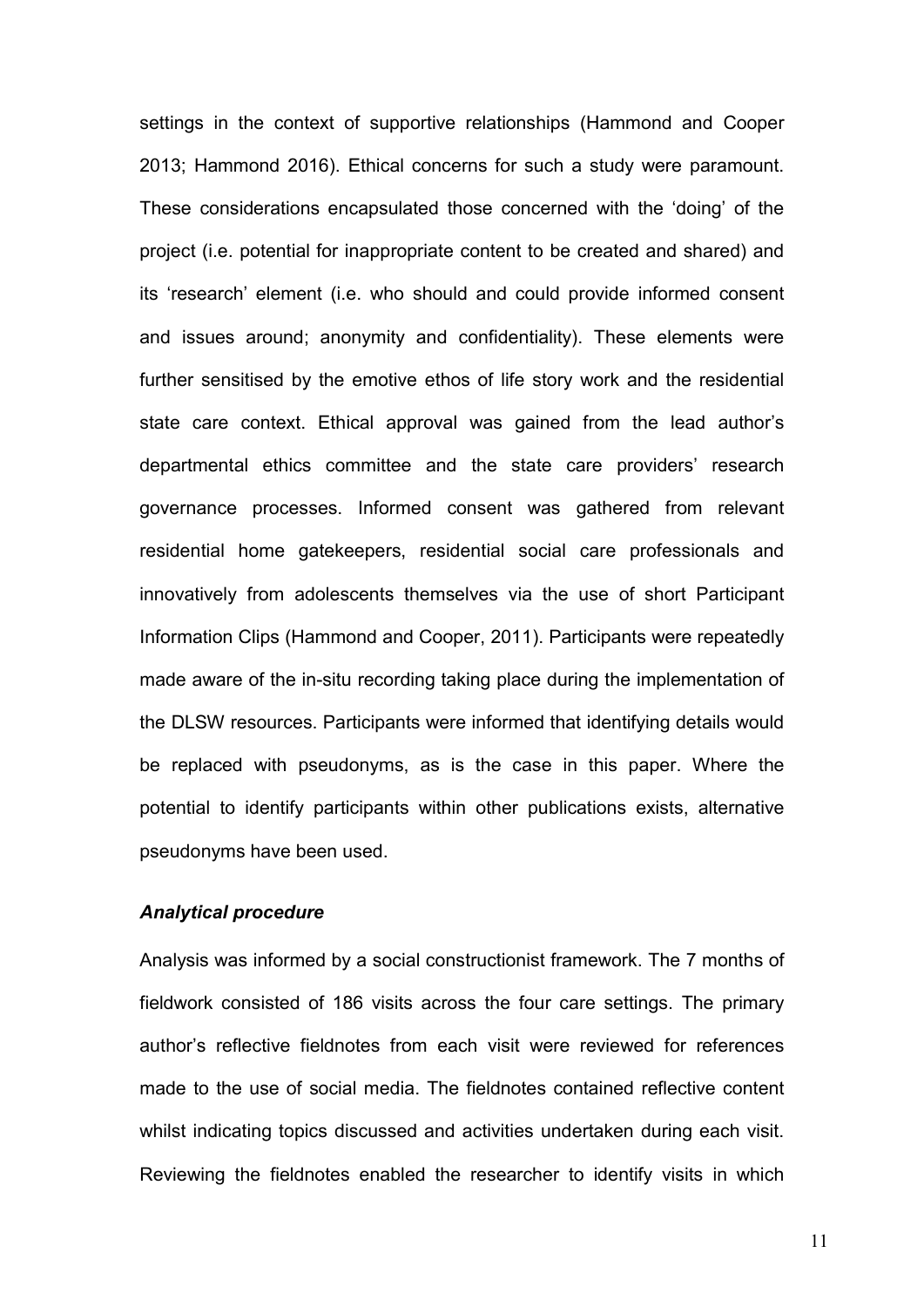settings in the context of supportive relationships (Hammond and Cooper 2013; Hammond 2016). Ethical concerns for such a study were paramount. These considerations encapsulated those concerned with the 'doing' of the project (i.e. potential for inappropriate content to be created and shared) and its 'research' element (i.e. who should and could provide informed consent and issues around; anonymity and confidentiality). These elements were further sensitised by the emotive ethos of life story work and the residential state care context. Ethical approval was gained from the lead author's departmental ethics committee and the state care providers' research governance processes. Informed consent was gathered from relevant residential home gatekeepers, residential social care professionals and innovatively from adolescents themselves via the use of short Participant Information Clips (Hammond and Cooper, 2011). Participants were repeatedly made aware of the in-situ recording taking place during the implementation of the DLSW resources. Participants were informed that identifying details would be replaced with pseudonyms, as is the case in this paper. Where the potential to identify participants within other publications exists, alternative pseudonyms have been used.

### *Analytical procedure*

Analysis was informed by a social constructionist framework. The 7 months of fieldwork consisted of 186 visits across the four care settings. The primary author's reflective fieldnotes from each visit were reviewed for references made to the use of social media. The fieldnotes contained reflective content whilst indicating topics discussed and activities undertaken during each visit. Reviewing the fieldnotes enabled the researcher to identify visits in which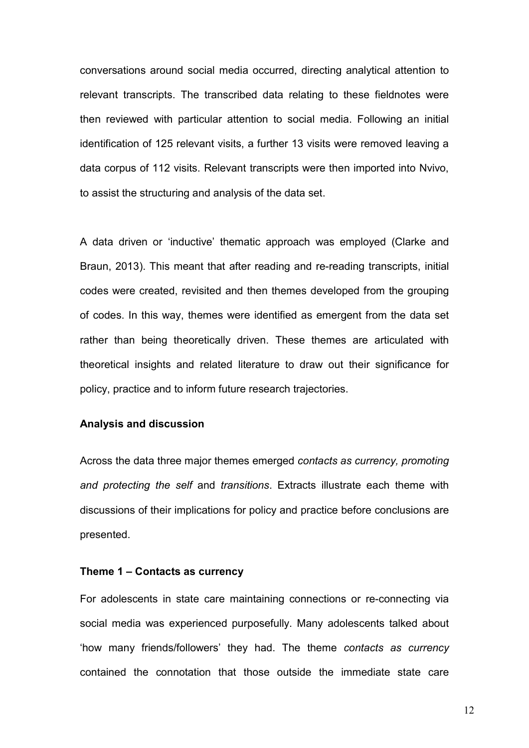conversations around social media occurred, directing analytical attention to relevant transcripts. The transcribed data relating to these fieldnotes were then reviewed with particular attention to social media. Following an initial identification of 125 relevant visits, a further 13 visits were removed leaving a data corpus of 112 visits. Relevant transcripts were then imported into Nvivo, to assist the structuring and analysis of the data set.

A data driven or 'inductive' thematic approach was employed (Clarke and Braun, 2013). This meant that after reading and re-reading transcripts, initial codes were created, revisited and then themes developed from the grouping of codes. In this way, themes were identified as emergent from the data set rather than being theoretically driven. These themes are articulated with theoretical insights and related literature to draw out their significance for policy, practice and to inform future research trajectories.

## Analysis and discussion

Across the data three major themes emerged *contacts as currency, promoting and protecting the self* and *transitions*. Extracts illustrate each theme with discussions of their implications for policy and practice before conclusions are presented.

### Theme 1 – Contacts as currency

For adolescents in state care maintaining connections or re-connecting via social media was experienced purposefully. Many adolescents talked about 'how many friends/followers' they had. The theme *contacts as currency* contained the connotation that those outside the immediate state care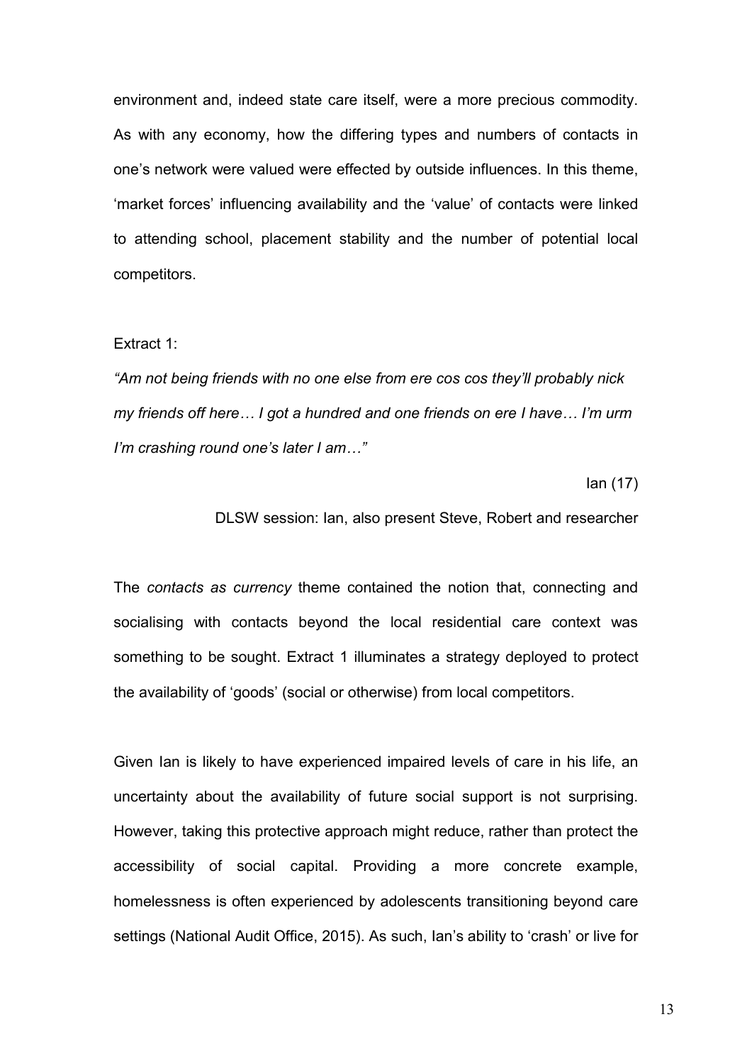environment and, indeed state care itself, were a more precious commodity. As with any economy, how the differing types and numbers of contacts in one's network were valued were effected by outside influences. In this theme, 'market forces' influencing availability and the 'value' of contacts were linked to attending school, placement stability and the number of potential local competitors.

Extract 1:

*"Am not being friends with no one else from ere cos cos they'll probably nick my friends off here… I got a hundred and one friends on ere I have… I'm urm I'm crashing round one's later I am…"*

Ian (17)

DLSW session: Ian, also present Steve, Robert and researcher

The *contacts as currency* theme contained the notion that, connecting and socialising with contacts beyond the local residential care context was something to be sought. Extract 1 illuminates a strategy deployed to protect the availability of 'goods' (social or otherwise) from local competitors.

Given Ian is likely to have experienced impaired levels of care in his life, an uncertainty about the availability of future social support is not surprising. However, taking this protective approach might reduce, rather than protect the accessibility of social capital. Providing a more concrete example, homelessness is often experienced by adolescents transitioning beyond care settings (National Audit Office, 2015). As such, Ian's ability to 'crash' or live for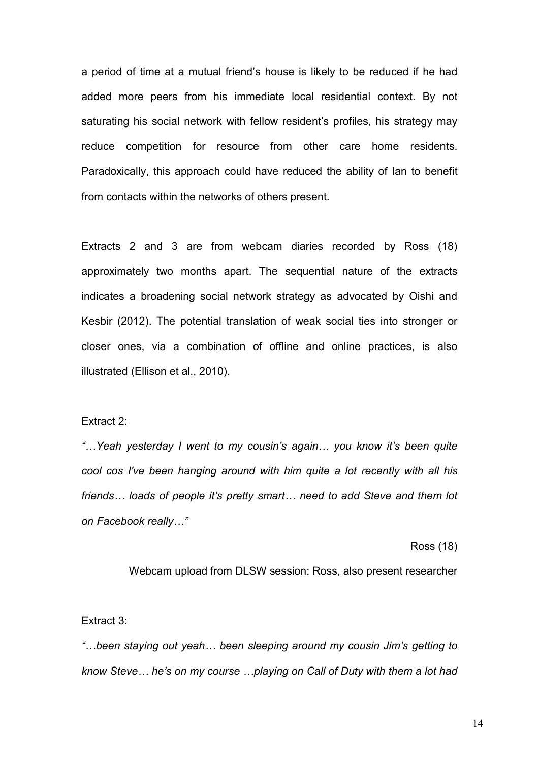a period of time at a mutual friend's house is likely to be reduced if he had added more peers from his immediate local residential context. By not saturating his social network with fellow resident's profiles, his strategy may reduce competition for resource from other care home residents. Paradoxically, this approach could have reduced the ability of Ian to benefit from contacts within the networks of others present.

Extracts 2 and 3 are from webcam diaries recorded by Ross (18) approximately two months apart. The sequential nature of the extracts indicates a broadening social network strategy as advocated by Oishi and Kesbir (2012). The potential translation of weak social ties into stronger or closer ones, via a combination of offline and online practices, is also illustrated (Ellison et al., 2010).

Extract 2:

*"…Yeah yesterday I went to my cousin's again… you know it's been quite cool cos I've been hanging around with him quite a lot recently with all his friends… loads of people it's pretty smart… need to add Steve and them lot on Facebook really…"*

Ross (18)

Webcam upload from DLSW session: Ross, also present researcher

Extract 3:

*"…been staying out yeah… been sleeping around my cousin Jim's getting to know Steve… he's on my course …playing on Call of Duty with them a lot had*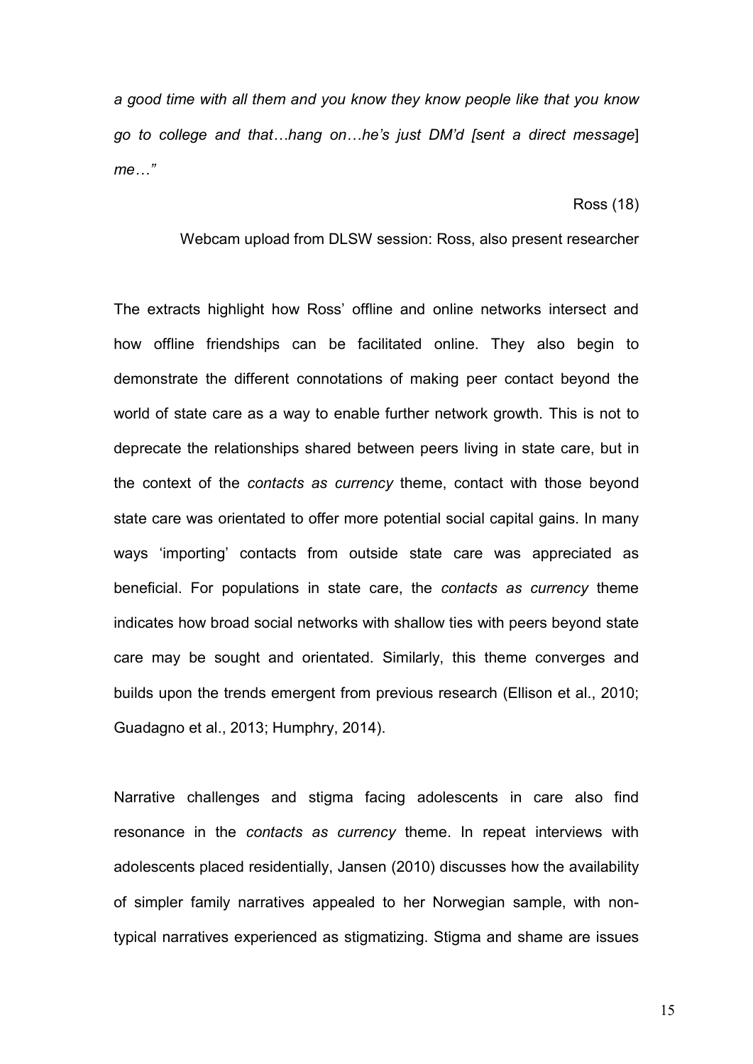*a good time with all them and you know they know people like that you know go to college and that…hang on…he's just DM'd [sent a direct message*] *me…"*

Ross (18)

Webcam upload from DLSW session: Ross, also present researcher

The extracts highlight how Ross' offline and online networks intersect and how offline friendships can be facilitated online. They also begin to demonstrate the different connotations of making peer contact beyond the world of state care as a way to enable further network growth. This is not to deprecate the relationships shared between peers living in state care, but in the context of the *contacts as currency* theme, contact with those beyond state care was orientated to offer more potential social capital gains. In many ways 'importing' contacts from outside state care was appreciated as beneficial. For populations in state care, the *contacts as currency* theme indicates how broad social networks with shallow ties with peers beyond state care may be sought and orientated. Similarly, this theme converges and builds upon the trends emergent from previous research (Ellison et al., 2010; Guadagno et al., 2013; Humphry, 2014).

Narrative challenges and stigma facing adolescents in care also find resonance in the *contacts as currency* theme. In repeat interviews with adolescents placed residentially, Jansen (2010) discusses how the availability of simpler family narratives appealed to her Norwegian sample, with non-typical narratives experienced as stigmatizing. Stigma and shame are issues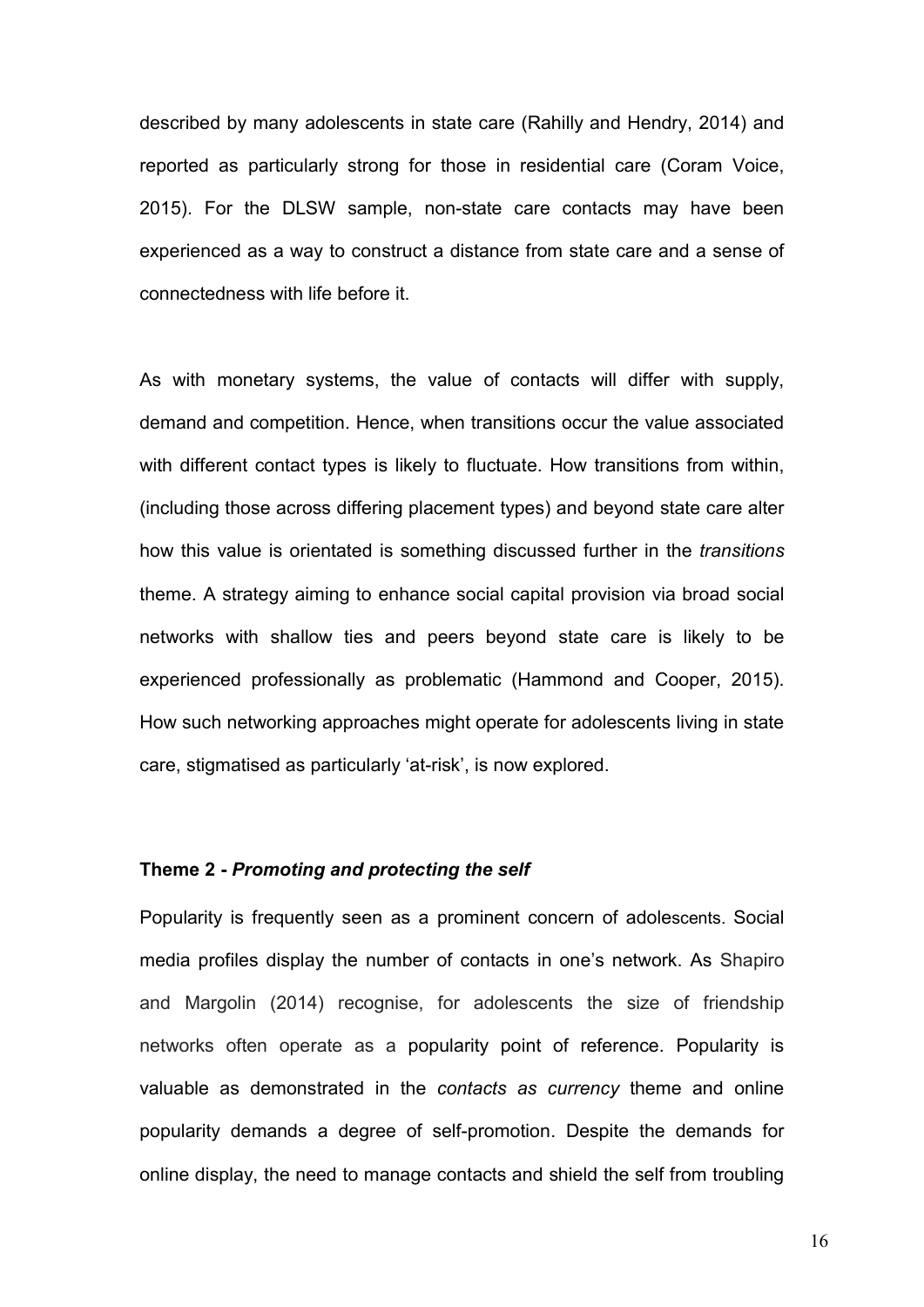described by many adolescents in state care (Rahilly and Hendry, 2014) and reported as particularly strong for those in residential care (Coram Voice, 2015). For the DLSW sample, non-state care contacts may have been experienced as a way to construct a distance from state care and a sense of connectedness with life before it.

As with monetary systems, the value of contacts will differ with supply, demand and competition. Hence, when transitions occur the value associated with different contact types is likely to fluctuate. How transitions from within, (including those across differing placement types) and beyond state care alter how this value is orientated is something discussed further in the *transitions* theme. A strategy aiming to enhance social capital provision via broad social networks with shallow ties and peers beyond state care is likely to be experienced professionally as problematic (Hammond and Cooper, 2015). How such networking approaches might operate for adolescents living in state care, stigmatised as particularly 'at-risk', is now explored.

### Theme 2 - *Promoting and protecting the self*

Popularity is frequently seen as a prominent concern of adolescents. Social media profiles display the number of contacts in one's network. As Shapiro and Margolin (2014) recognise, for adolescents the size of friendship networks often operate as a popularity point of reference. Popularity is valuable as demonstrated in the *contacts as currency* theme and online popularity demands a degree of self-promotion. Despite the demands for online display, the need to manage contacts and shield the self from troubling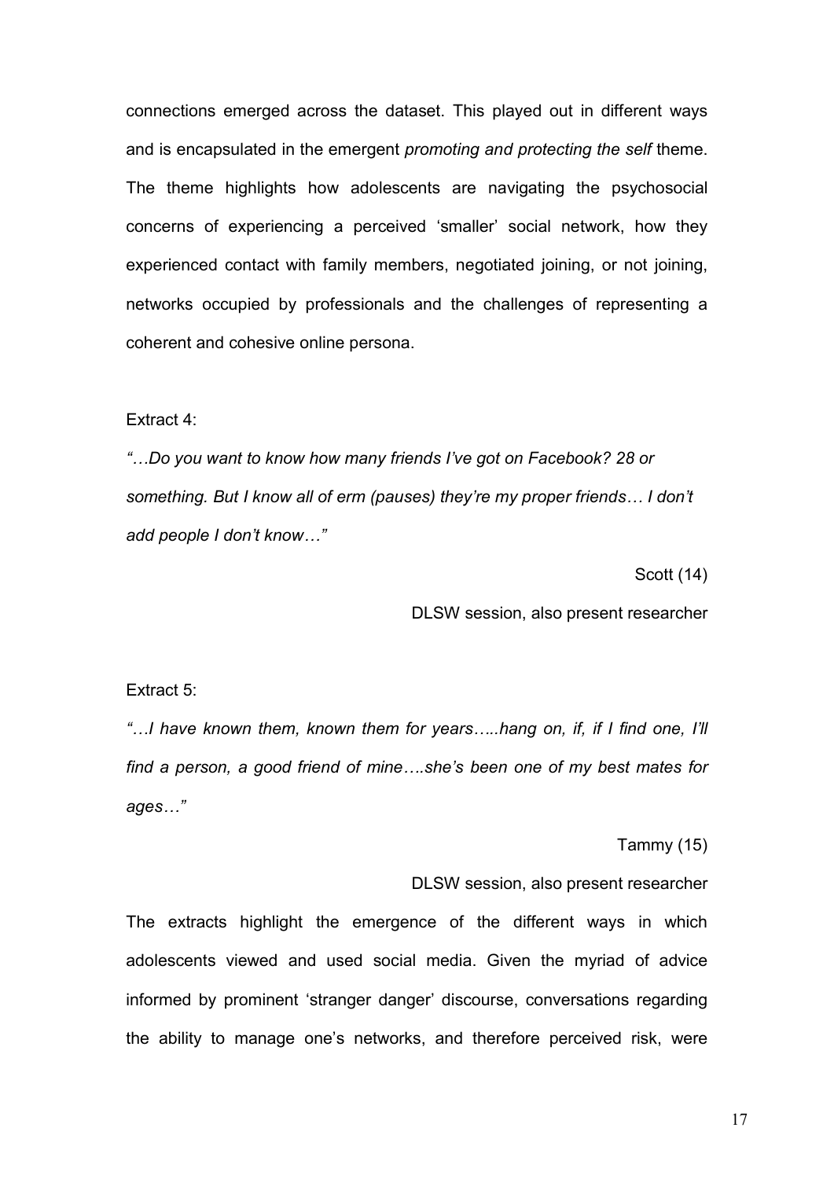connections emerged across the dataset. This played out in different ways and is encapsulated in the emergent *promoting and protecting the self* theme. The theme highlights how adolescents are navigating the psychosocial concerns of experiencing a perceived 'smaller' social network, how they experienced contact with family members, negotiated joining, or not joining, networks occupied by professionals and the challenges of representing a coherent and cohesive online persona.

Extract 4:

*"…Do you want to know how many friends I've got on Facebook? 28 or something. But I know all of erm (pauses) they're my proper friends… I don't add people I don't know…"*

Scott (14)

DLSW session, also present researcher

Extract 5:

*"…I have known them, known them for years…..hang on, if, if I find one, I'll find a person, a good friend of mine….she's been one of my best mates for ages…"*

Tammy (15)

DLSW session, also present researcher

The extracts highlight the emergence of the different ways in which adolescents viewed and used social media. Given the myriad of advice informed by prominent 'stranger danger' discourse, conversations regarding the ability to manage one's networks, and therefore perceived risk, were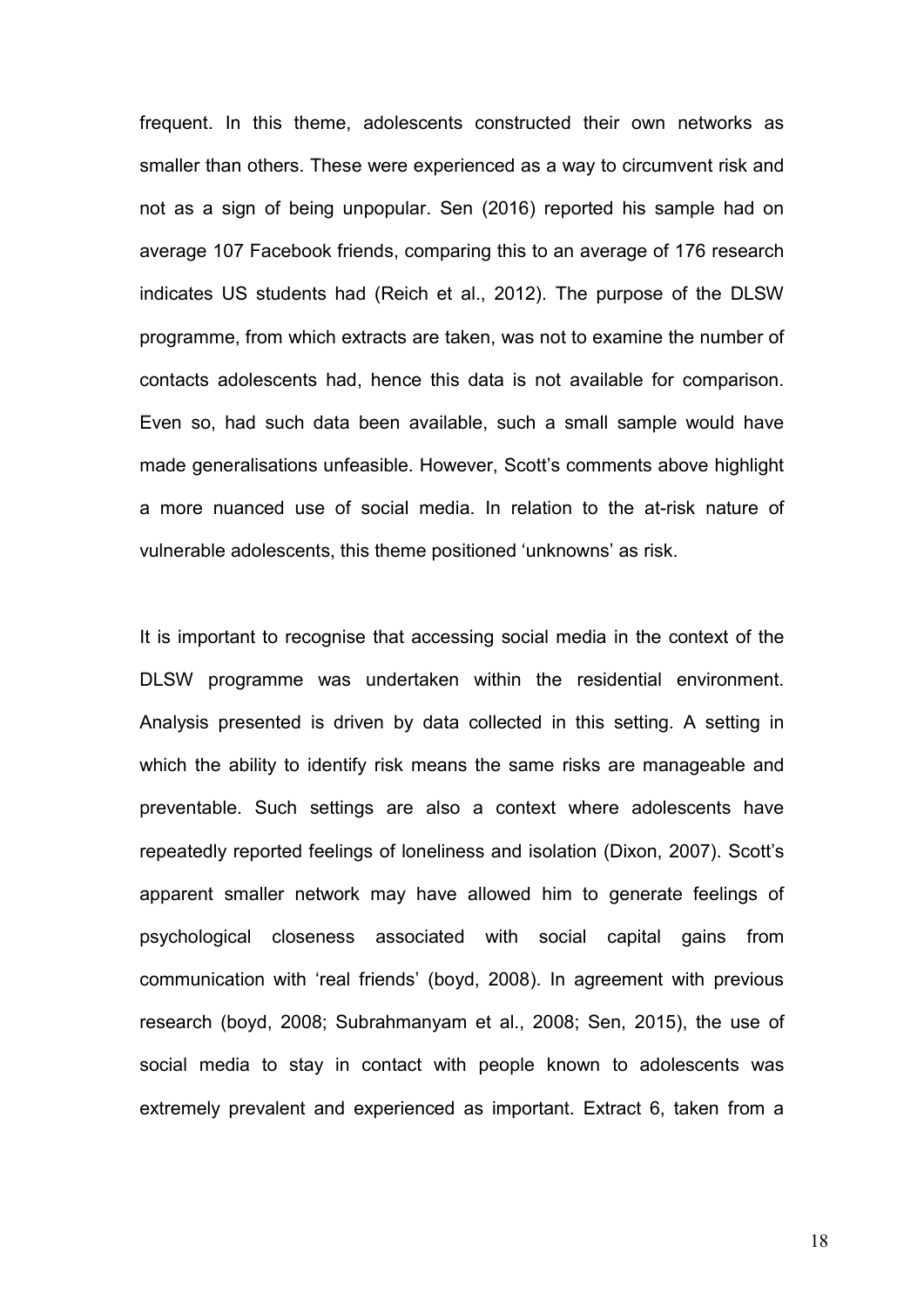frequent. In this theme, adolescents constructed their own networks as smaller than others. These were experienced as a way to circumvent risk and not as a sign of being unpopular. Sen (2016) reported his sample had on average 107 Facebook friends, comparing this to an average of 176 research indicates US students had (Reich et al., 2012). The purpose of the DLSW programme, from which extracts are taken, was not to examine the number of contacts adolescents had, hence this data is not available for comparison. Even so, had such data been available, such a small sample would have made generalisations unfeasible. However, Scott's comments above highlight a more nuanced use of social media. In relation to the at-risk nature of vulnerable adolescents, this theme positioned 'unknowns' as risk.

It is important to recognise that accessing social media in the context of the DLSW programme was undertaken within the residential environment. Analysis presented is driven by data collected in this setting. A setting in which the ability to identify risk means the same risks are manageable and preventable. Such settings are also a context where adolescents have repeatedly reported feelings of loneliness and isolation (Dixon, 2007). Scott's apparent smaller network may have allowed him to generate feelings of psychological closeness associated with social capital gains from communication with 'real friends' (boyd, 2008). In agreement with previous research (boyd, 2008; Subrahmanyam et al., 2008; Sen, 2015), the use of social media to stay in contact with people known to adolescents was extremely prevalent and experienced as important. Extract 6, taken from a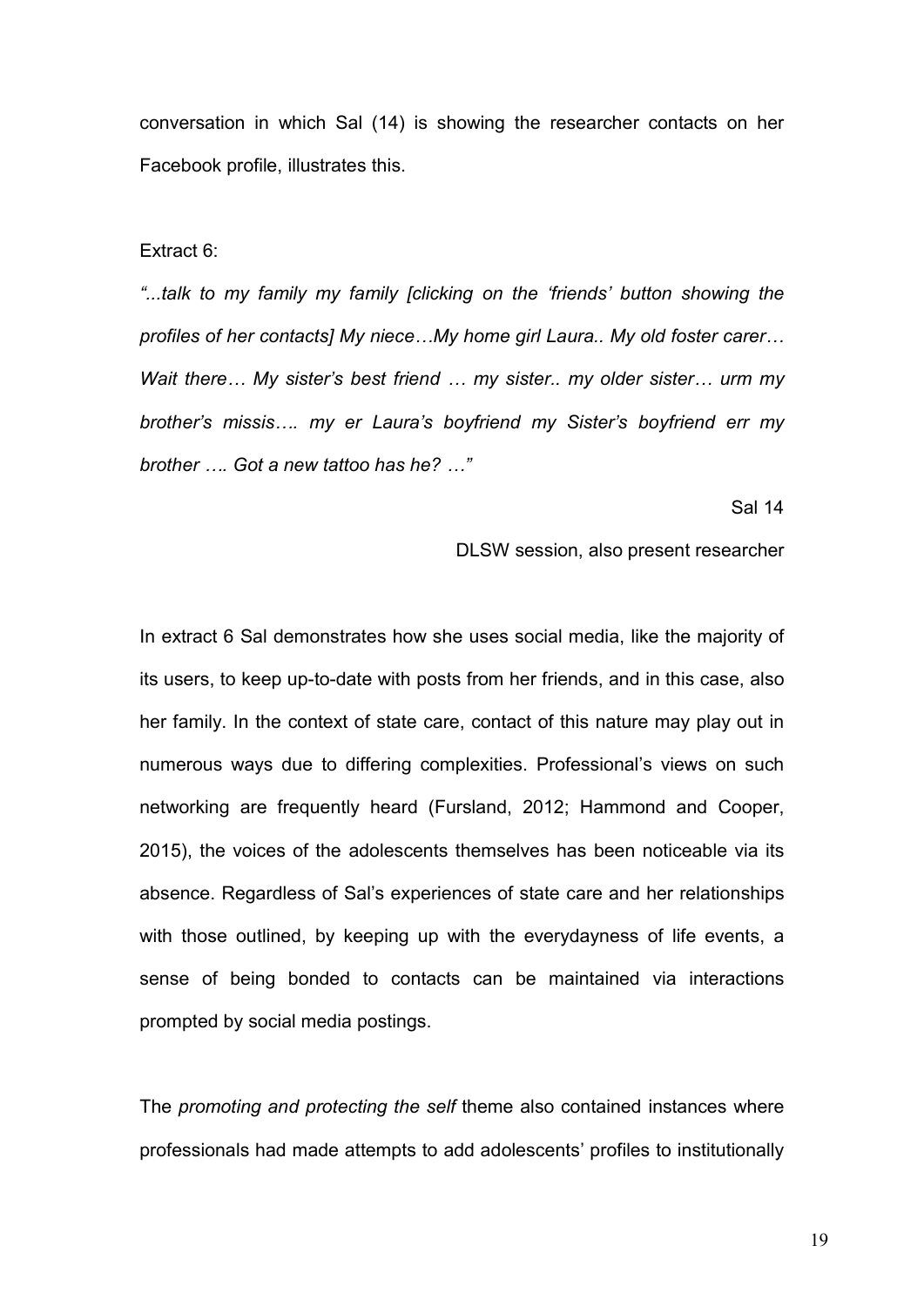conversation in which Sal (14) is showing the researcher contacts on her Facebook profile, illustrates this.

Extract 6:

*"...talk to my family my family [clicking on the 'friends' button showing the profiles of her contacts] My niece…My home girl Laura.. My old foster carer… Wait there… My sister's best friend … my sister.. my older sister… urm my brother's missis…. my er Laura's boyfriend my Sister's boyfriend err my brother …. Got a new tattoo has he? …"*

Sal 14

DLSW session, also present researcher

In extract 6 Sal demonstrates how she uses social media, like the majority of its users, to keep up-to-date with posts from her friends, and in this case, also her family. In the context of state care, contact of this nature may play out in numerous ways due to differing complexities. Professional's views on such networking are frequently heard (Fursland, 2012; Hammond and Cooper, 2015), the voices of the adolescents themselves has been noticeable via its absence. Regardless of Sal's experiences of state care and her relationships with those outlined, by keeping up with the everydayness of life events, a sense of being bonded to contacts can be maintained via interactions prompted by social media postings.

The *promoting and protecting the self* theme also contained instances where professionals had made attempts to add adolescents' profiles to institutionally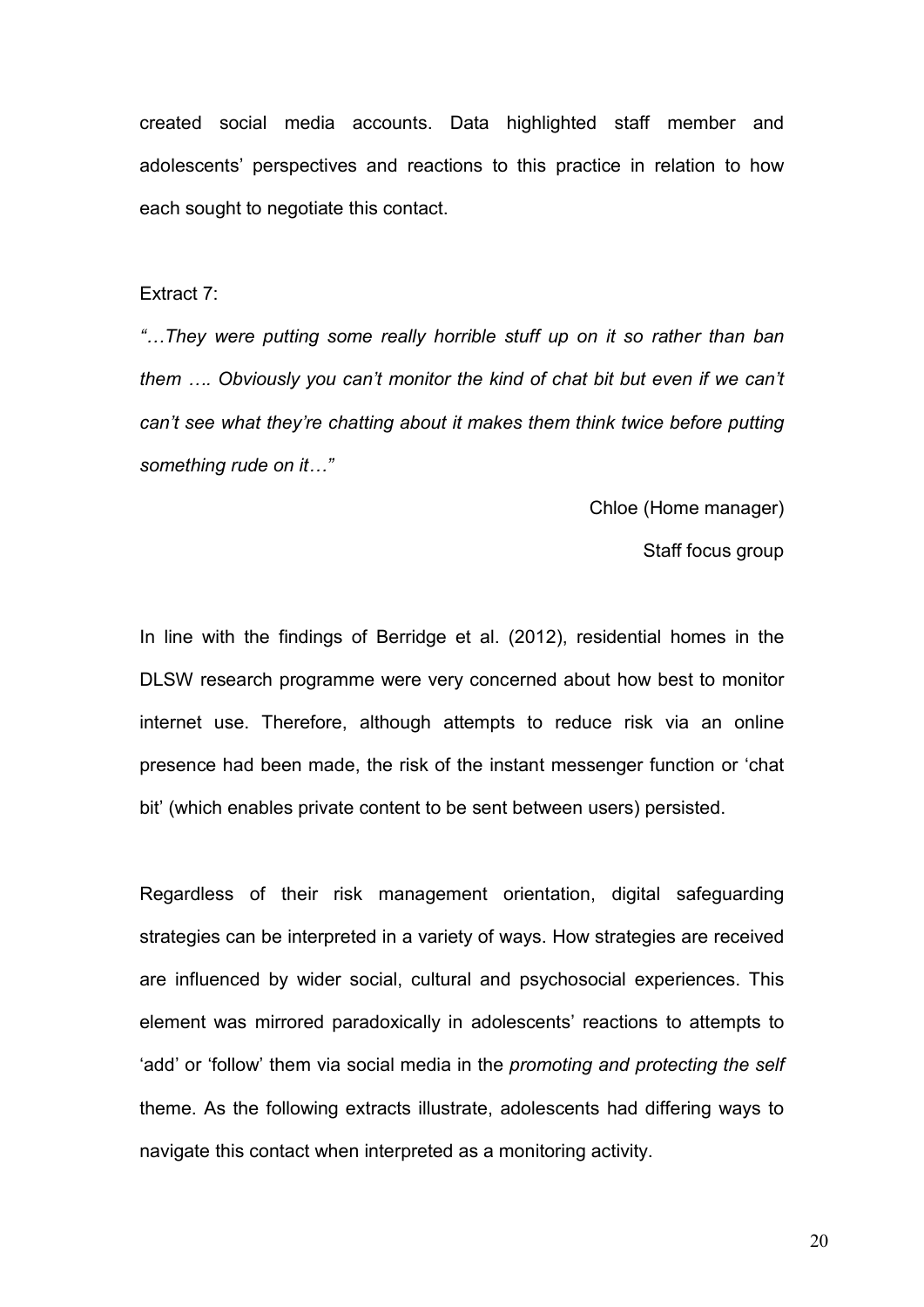created social media accounts. Data highlighted staff member and adolescents' perspectives and reactions to this practice in relation to how each sought to negotiate this contact.

Extract 7:

*"…They were putting some really horrible stuff up on it so rather than ban them …. Obviously you can't monitor the kind of chat bit but even if we can't can't see what they're chatting about it makes them think twice before putting something rude on it…"*

Chloe (Home manager)

Staff focus group

In line with the findings of Berridge et al. (2012), residential homes in the DLSW research programme were very concerned about how best to monitor internet use. Therefore, although attempts to reduce risk via an online presence had been made, the risk of the instant messenger function or 'chat bit' (which enables private content to be sent between users) persisted.

Regardless of their risk management orientation, digital safeguarding strategies can be interpreted in a variety of ways. How strategies are received are influenced by wider social, cultural and psychosocial experiences. This element was mirrored paradoxically in adolescents' reactions to attempts to 'add' or 'follow' them via social media in the *promoting and protecting the self* theme. As the following extracts illustrate, adolescents had differing ways to navigate this contact when interpreted as a monitoring activity.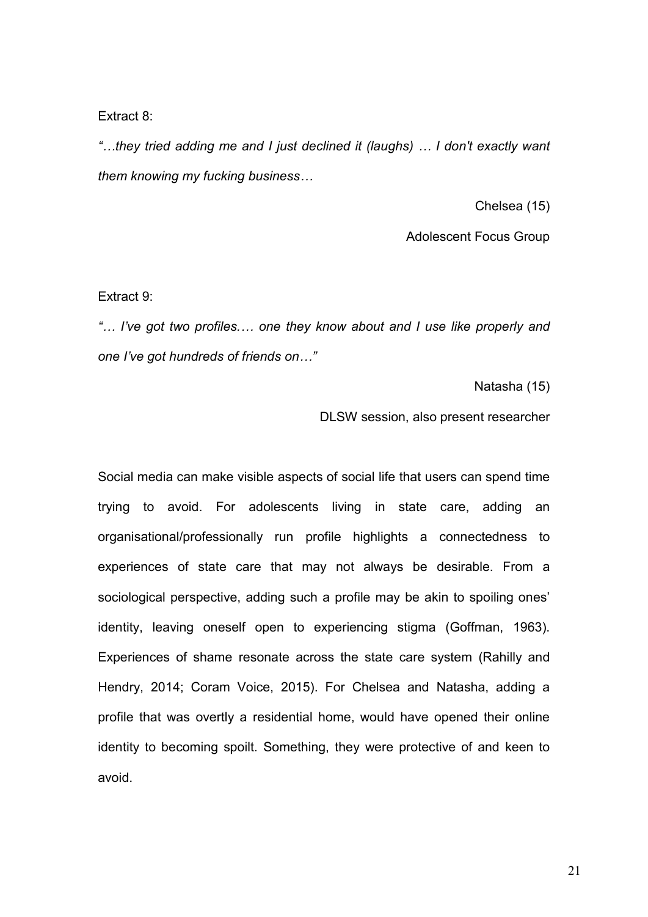Extract 8:

*"…they tried adding me and I just declined it (laughs) … I don't exactly want them knowing my fucking business…*

Chelsea (15)

Adolescent Focus Group

Extract 9:

*"… I've got two profiles.… one they know about and I use like properly and one I've got hundreds of friends on…"*

Natasha (15)

DLSW session, also present researcher

Social media can make visible aspects of social life that users can spend time trying to avoid. For adolescents living in state care, adding an organisational/professionally run profile highlights a connectedness to experiences of state care that may not always be desirable. From a sociological perspective, adding such a profile may be akin to spoiling ones' identity, leaving oneself open to experiencing stigma (Goffman, 1963). Experiences of shame resonate across the state care system (Rahilly and Hendry, 2014; Coram Voice, 2015). For Chelsea and Natasha, adding a profile that was overtly a residential home, would have opened their online identity to becoming spoilt. Something, they were protective of and keen to avoid.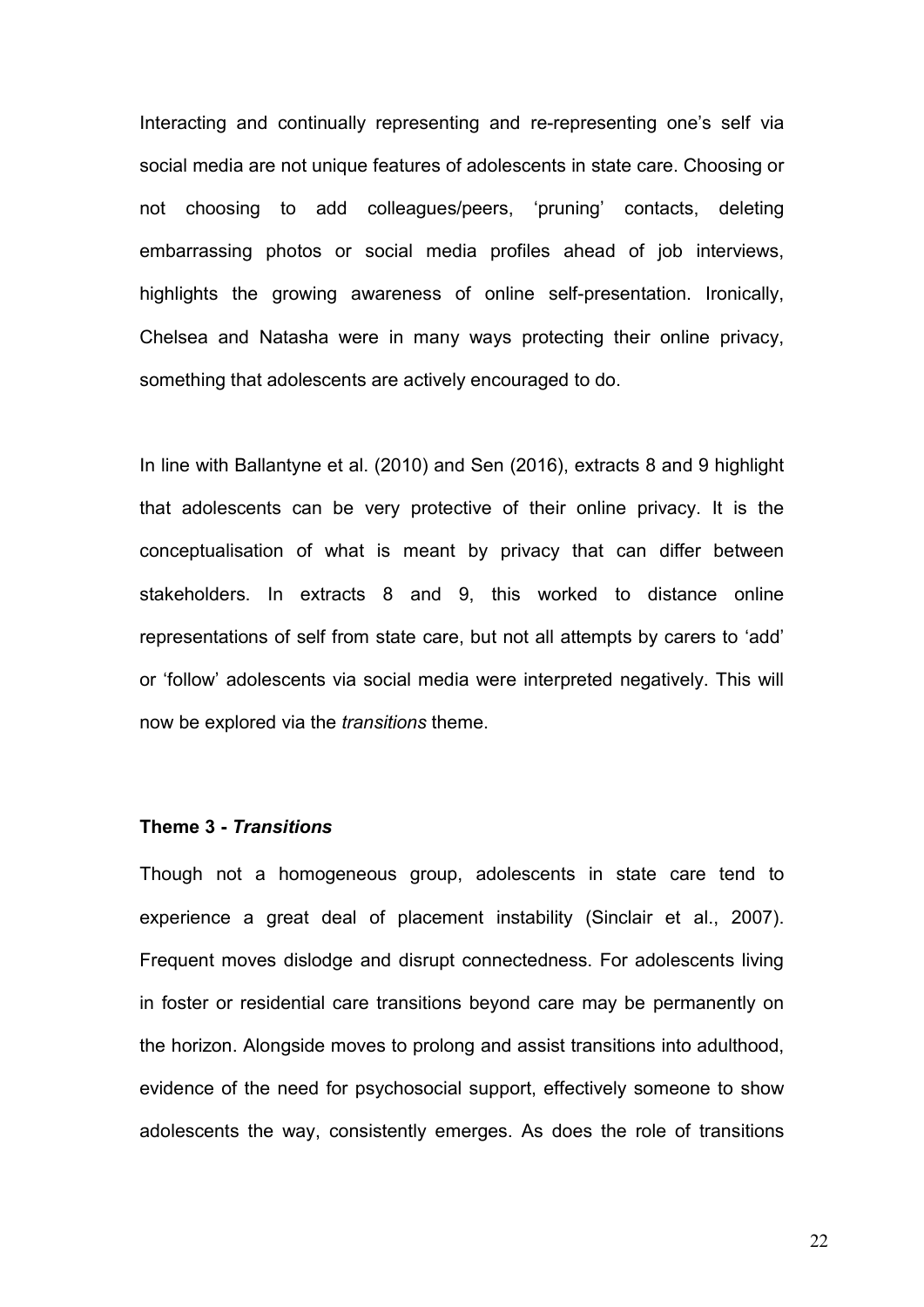Interacting and continually representing and re-representing one's self via social media are not unique features of adolescents in state care. Choosing or not choosing to add colleagues/peers, 'pruning' contacts, deleting embarrassing photos or social media profiles ahead of job interviews, highlights the growing awareness of online self-presentation. Ironically, Chelsea and Natasha were in many ways protecting their online privacy, something that adolescents are actively encouraged to do.

In line with Ballantyne et al. (2010) and Sen (2016), extracts 8 and 9 highlight that adolescents can be very protective of their online privacy. It is the conceptualisation of what is meant by privacy that can differ between stakeholders. In extracts 8 and 9, this worked to distance online representations of self from state care, but not all attempts by carers to 'add' or 'follow' adolescents via social media were interpreted negatively. This will now be explored via the *transitions* theme.

### Theme 3 - *Transitions*

Though not a homogeneous group, adolescents in state care tend to experience a great deal of placement instability (Sinclair et al., 2007). Frequent moves dislodge and disrupt connectedness. For adolescents living in foster or residential care transitions beyond care may be permanently on the horizon. Alongside moves to prolong and assist transitions into adulthood, evidence of the need for psychosocial support, effectively someone to show adolescents the way, consistently emerges. As does the role of transitions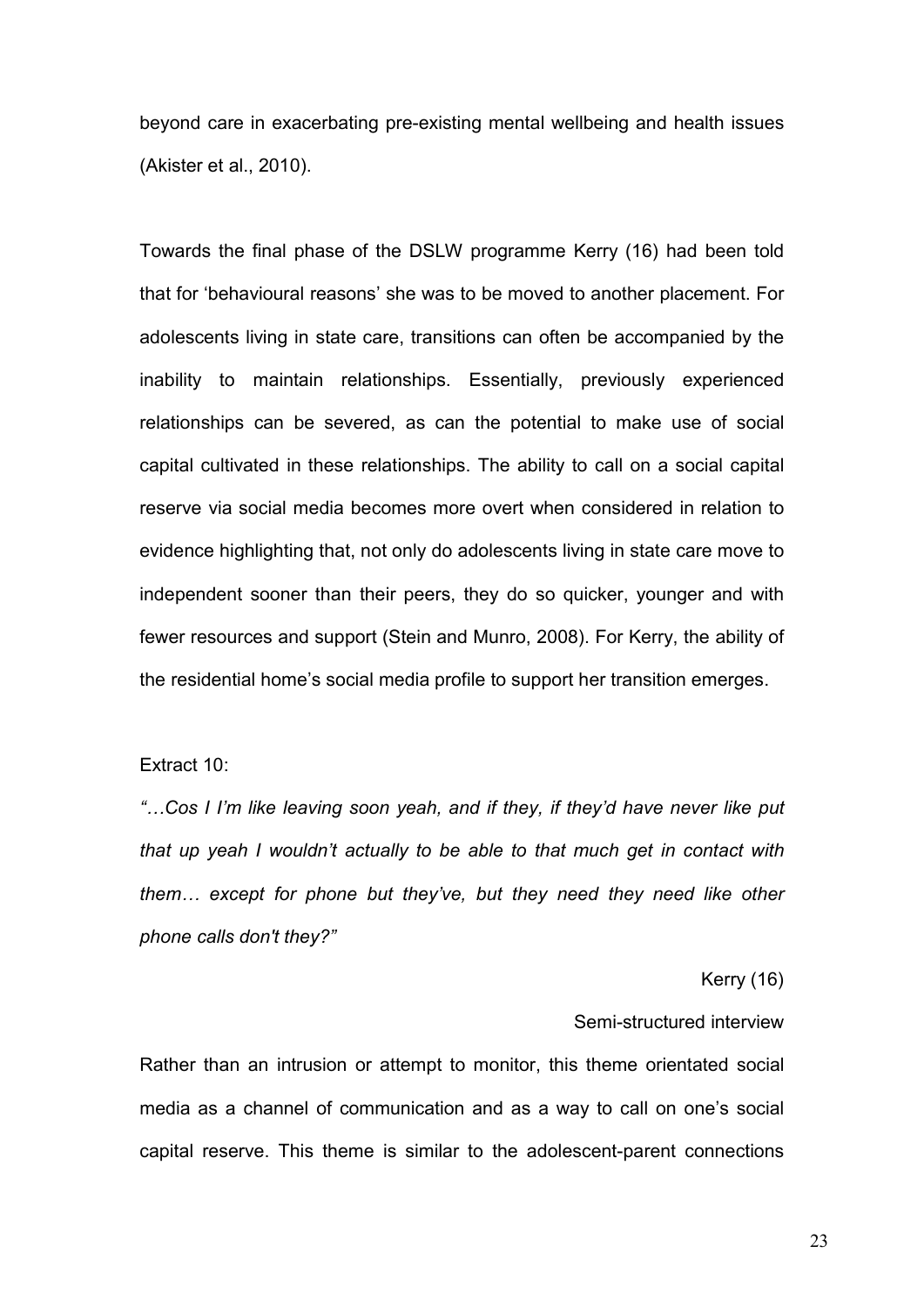beyond care in exacerbating pre-existing mental wellbeing and health issues (Akister et al., 2010).

Towards the final phase of the DSLW programme Kerry (16) had been told that for 'behavioural reasons' she was to be moved to another placement. For adolescents living in state care, transitions can often be accompanied by the inability to maintain relationships. Essentially, previously experienced relationships can be severed, as can the potential to make use of social capital cultivated in these relationships. The ability to call on a social capital reserve via social media becomes more overt when considered in relation to evidence highlighting that, not only do adolescents living in state care move to independent sooner than their peers, they do so quicker, younger and with fewer resources and support (Stein and Munro, 2008). For Kerry, the ability of the residential home's social media profile to support her transition emerges.

Extract 10:

*"…Cos I I'm like leaving soon yeah, and if they, if they'd have never like put that up yeah I wouldn't actually to be able to that much get in contact with them… except for phone but they've, but they need they need like other phone calls don't they?"*

Kerry (16)

Semi-structured interview

Rather than an intrusion or attempt to monitor, this theme orientated social media as a channel of communication and as a way to call on one's social capital reserve. This theme is similar to the adolescent-parent connections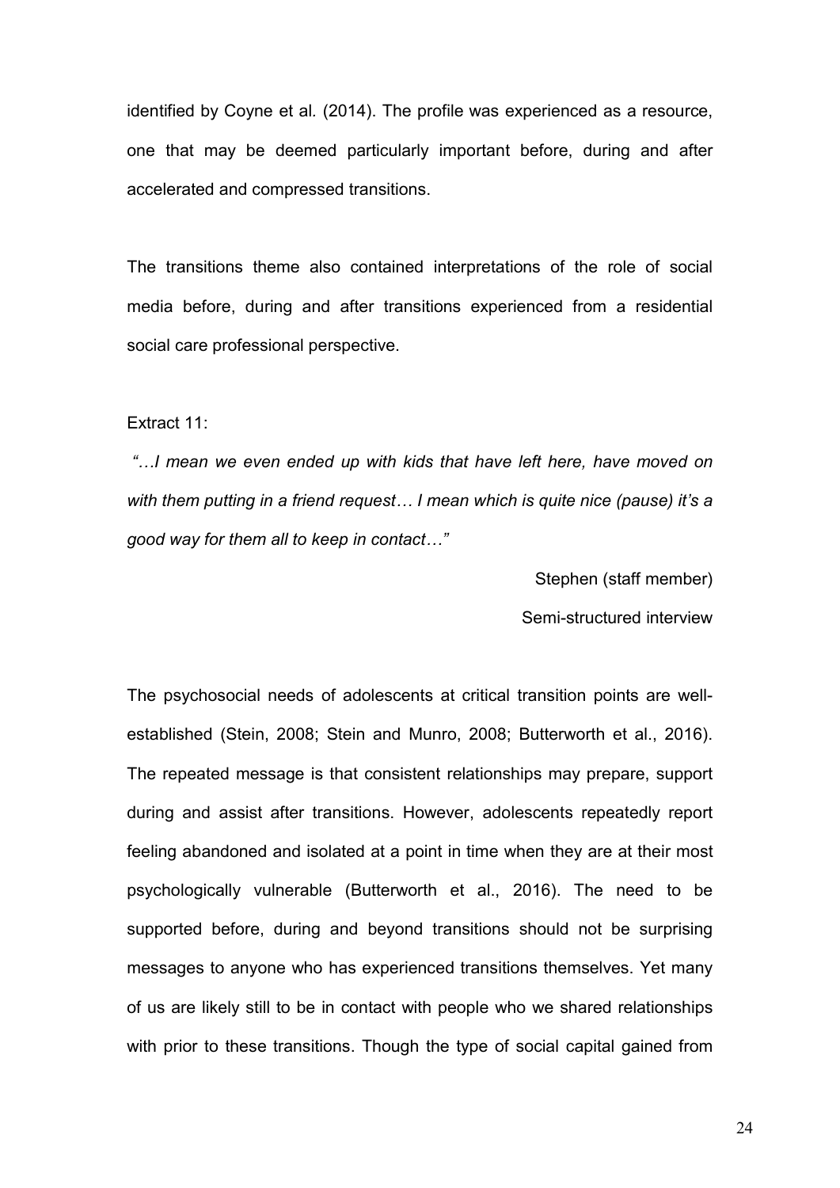identified by Coyne et al*.* (2014). The profile was experienced as a resource, one that may be deemed particularly important before, during and after accelerated and compressed transitions.

The transitions theme also contained interpretations of the role of social media before, during and after transitions experienced from a residential social care professional perspective.

Extract 11:

*"…I mean we even ended up with kids that have left here, have moved on with them putting in a friend request… I mean which is quite nice (pause) it's a good way for them all to keep in contact…"*

Stephen (staff member)

Semi-structured interview

The psychosocial needs of adolescents at critical transition points are well-established (Stein, 2008; Stein and Munro, 2008; Butterworth et al., 2016). The repeated message is that consistent relationships may prepare, support during and assist after transitions. However, adolescents repeatedly report feeling abandoned and isolated at a point in time when they are at their most psychologically vulnerable (Butterworth et al., 2016). The need to be supported before, during and beyond transitions should not be surprising messages to anyone who has experienced transitions themselves. Yet many of us are likely still to be in contact with people who we shared relationships with prior to these transitions. Though the type of social capital gained from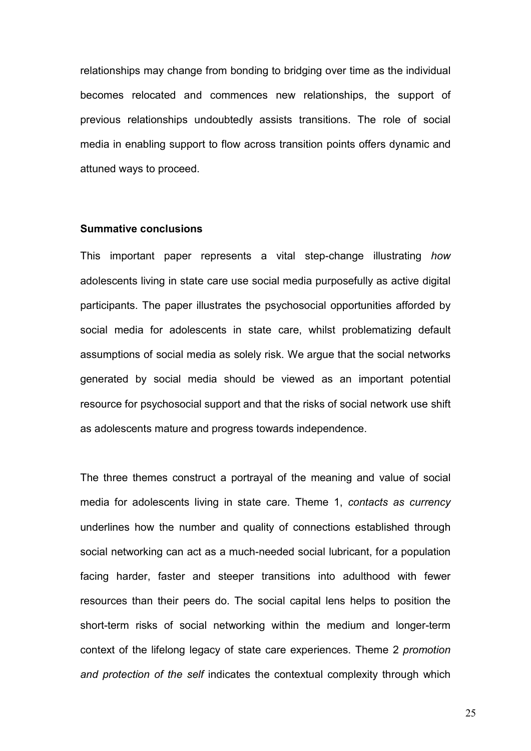relationships may change from bonding to bridging over time as the individual becomes relocated and commences new relationships, the support of previous relationships undoubtedly assists transitions. The role of social media in enabling support to flow across transition points offers dynamic and attuned ways to proceed.

**Summative conclusions**

This important paper represents a vital step-change illustrating *how* adolescents living in state care use social media purposefully as active digital participants. The paper illustrates the psychosocial opportunities afforded by social media for adolescents in state care, whilst problematizing default assumptions of social media as solely risk. We argue that the social networks generated by social media should be viewed as an important potential resource for psychosocial support and that the risks of social network use shift as adolescents mature and progress towards independence.

The three themes construct a portrayal of the meaning and value of social media for adolescents living in state care. Theme 1, *contacts as currency* underlines how the number and quality of connections established through social networking can act as a much-needed social lubricant, for a population facing harder, faster and steeper transitions into adulthood with fewer resources than their peers do. The social capital lens helps to position the short-term risks of social networking within the medium and longer-term context of the lifelong legacy of state care experiences. Theme 2 *promotion and protection of the self* indicates the contextual complexity through which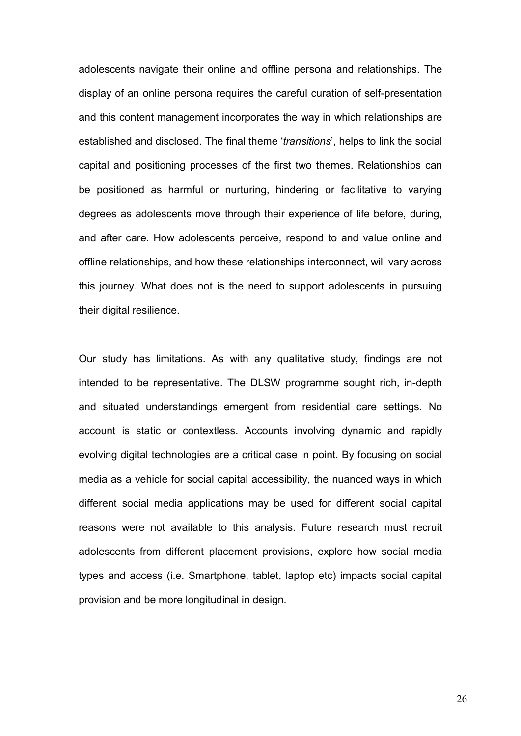adolescents navigate their online and offline persona and relationships. The display of an online persona requires the careful curation of self-presentation and this content management incorporates the way in which relationships are established and disclosed. The final theme '*transitions*', helps to link the social capital and positioning processes of the first two themes. Relationships can be positioned as harmful or nurturing, hindering or facilitative to varying degrees as adolescents move through their experience of life before, during, and after care. How adolescents perceive, respond to and value online and offline relationships, and how these relationships interconnect, will vary across this journey. What does not is the need to support adolescents in pursuing their digital resilience.

Our study has limitations. As with any qualitative study, findings are not intended to be representative. The DLSW programme sought rich, in-depth and situated understandings emergent from residential care settings. No account is static or contextless. Accounts involving dynamic and rapidly evolving digital technologies are a critical case in point. By focusing on social media as a vehicle for social capital accessibility, the nuanced ways in which different social media applications may be used for different social capital reasons were not available to this analysis. Future research must recruit adolescents from different placement provisions, explore how social media types and access (i.e. Smartphone, tablet, laptop etc) impacts social capital provision and be more longitudinal in design.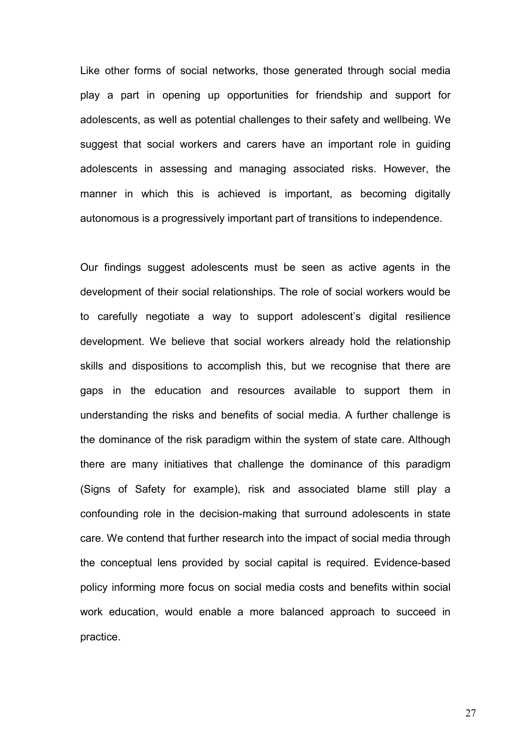Like other forms of social networks, those generated through social media play a part in opening up opportunities for friendship and support for adolescents, as well as potential challenges to their safety and wellbeing. We suggest that social workers and carers have an important role in guiding adolescents in assessing and managing associated risks. However, the manner in which this is achieved is important, as becoming digitally autonomous is a progressively important part of transitions to independence.

Our findings suggest adolescents must be seen as active agents in the development of their social relationships. The role of social workers would be to carefully negotiate a way to support adolescent's digital resilience development. We believe that social workers already hold the relationship skills and dispositions to accomplish this, but we recognise that there are gaps in the education and resources available to support them in understanding the risks and benefits of social media. A further challenge is the dominance of the risk paradigm within the system of state care. Although there are many initiatives that challenge the dominance of this paradigm (Signs of Safety for example), risk and associated blame still play a confounding role in the decision-making that surround adolescents in state care. We contend that further research into the impact of social media through the conceptual lens provided by social capital is required. Evidence-based policy informing more focus on social media costs and benefits within social work education, would enable a more balanced approach to succeed in practice.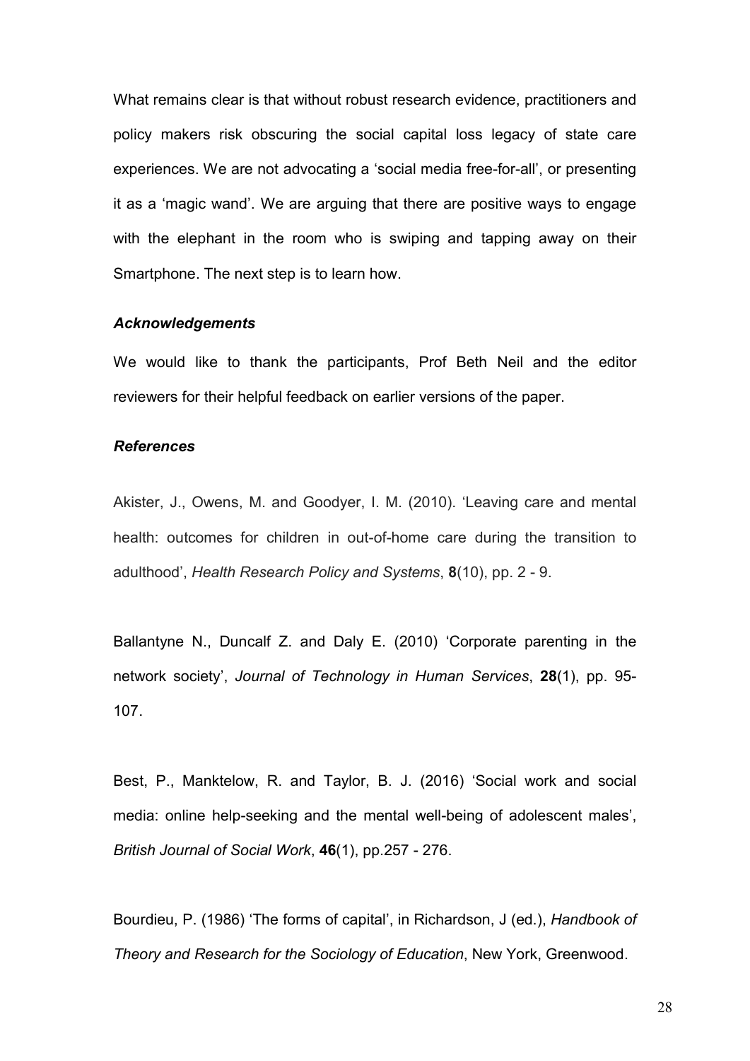What remains clear is that without robust research evidence, practitioners and policy makers risk obscuring the social capital loss legacy of state care experiences. We are not advocating a 'social media free-for-all', or presenting it as a 'magic wand'. We are arguing that there are positive ways to engage with the elephant in the room who is swiping and tapping away on their Smartphone. The next step is to learn how.

### *Acknowledgements*

We would like to thank the participants, Prof Beth Neil and the editor reviewers for their helpful feedback on earlier versions of the paper.

### *References*

Akister, J., Owens, M. and Goodyer, I. M. (2010). 'Leaving care and mental health: outcomes for children in out-of-home care during the transition to adulthood', *Health Research Policy and Systems*, **8**(10), pp. 2 - 9.

Ballantyne N., Duncalf Z. and Daly E. (2010) 'Corporate parenting in the network society', *Journal of Technology in Human Services*, **28**(1), pp. 95-107.

Best, P., Manktelow, R. and Taylor, B. J. (2016) 'Social work and social media: online help-seeking and the mental well-being of adolescent males', *British Journal of Social Work*, **46**(1), pp.257 - 276.

Bourdieu, P. (1986) 'The forms of capital', in Richardson, J (ed.), *Handbook of Theory and Research for the Sociology of Education*, New York, Greenwood.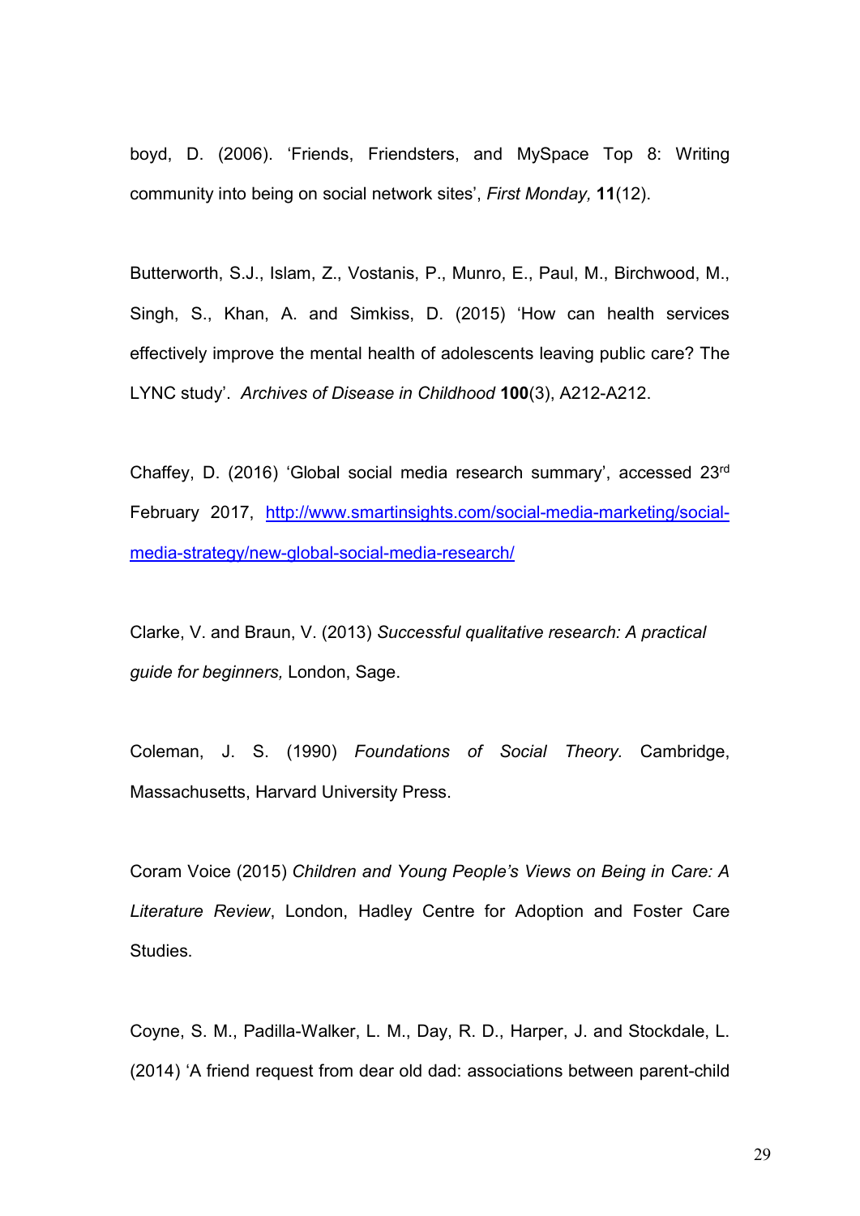boyd, D. (2006). 'Friends, Friendsters, and MySpace Top 8: Writing community into being on social network sites', *First Monday,* **11**(12).

Butterworth, S.J., Islam, Z., Vostanis, P., Munro, E., Paul, M., Birchwood, M., Singh, S., Khan, A. and Simkiss, D. (2015) 'How can health services effectively improve the mental health of adolescents leaving public care? The LYNC study'. *Archives of Disease in Childhood* **100**(3), A212-A212.

Chaffey, D. (2016) 'Global social media research summary', accessed 23rd February 2017, [http://www.smartinsights.com/social-media-marketing/social-media-strategy/new-global-social-media-research/](http://www.smartinsights.com/social-media-marketing/social-media-strategy/new-global-social-media-research/)

Clarke, V. and Braun, V. (2013) *Successful qualitative research: A practical guide for beginners,* London, Sage.

Coleman, J. S. (1990) *Foundations of Social Theory.* Cambridge, Massachusetts, Harvard University Press.

Coram Voice (2015) *Children and Young People's Views on Being in Care: A Literature Review*, London, Hadley Centre for Adoption and Foster Care Studies.

Coyne, S. M., Padilla-Walker, L. M., Day, R. D., Harper, J. and Stockdale, L. (2014) 'A friend request from dear old dad: associations between parent-child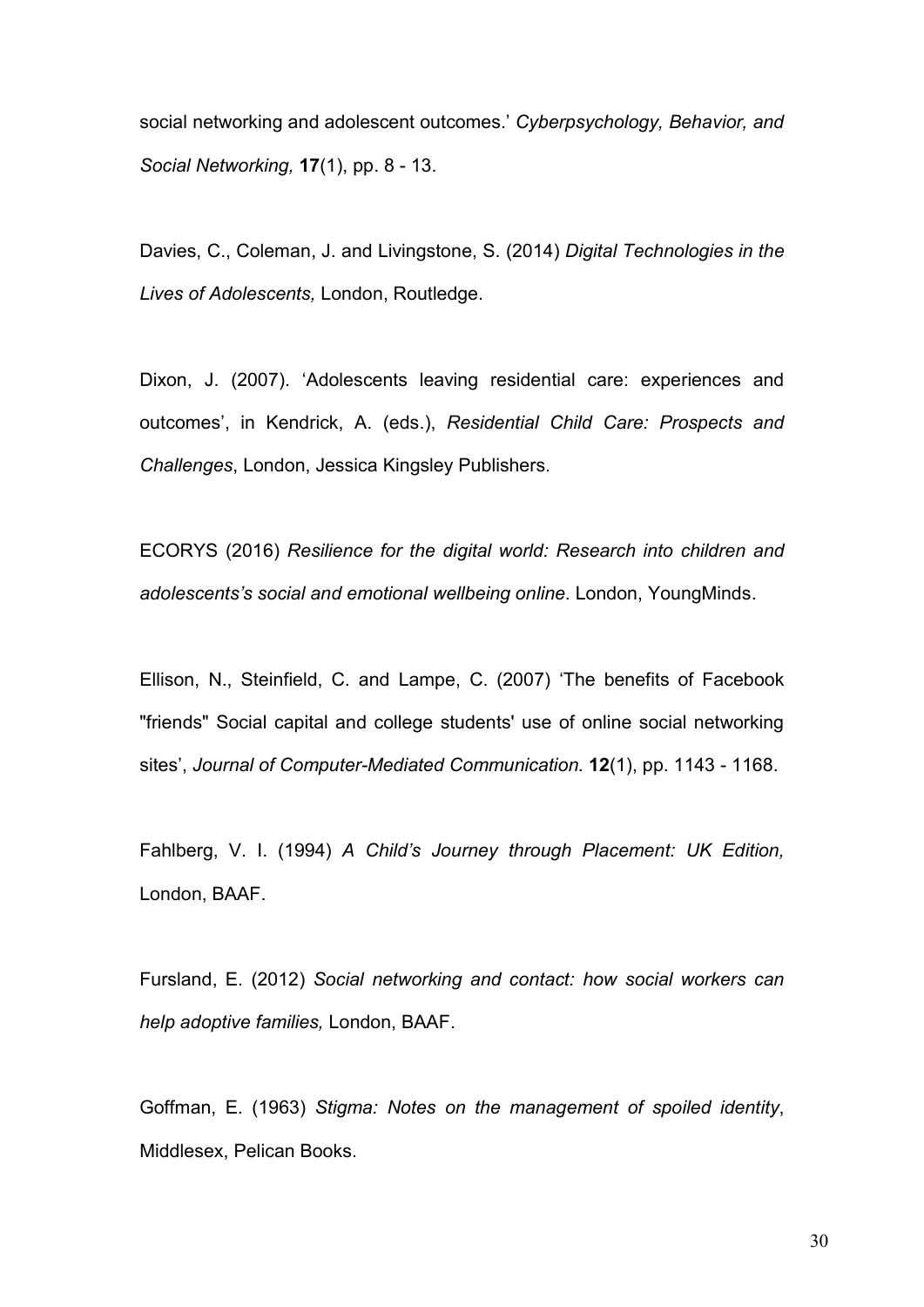social networking and adolescent outcomes.' *Cyberpsychology, Behavior, and Social Networking,* **17**(1), pp. 8 - 13.

Davies, C., Coleman, J. and Livingstone, S. (2014) *Digital Technologies in the Lives of Adolescents,* London, Routledge.

Dixon, J. (2007). 'Adolescents leaving residential care: experiences and outcomes', in Kendrick, A. (eds.), *Residential Child Care: Prospects and Challenges*, London, Jessica Kingsley Publishers.

ECORYS (2016) *Resilience for the digital world: Research into children and adolescents's social and emotional wellbeing online*. London, YoungMinds.

Ellison, N., Steinfield, C. and Lampe, C. (2007) 'The benefits of Facebook "friends" Social capital and college students' use of online social networking sites', *Journal of Computer-Mediated Communication.* **12**(1), pp. 1143 - 1168.

Fahlberg, V. I. (1994) *A Child's Journey through Placement: UK Edition,* London, BAAF.

Fursland, E. (2012) *Social networking and contact: how social workers can help adoptive families,* London, BAAF.

Goffman, E. (1963) *Stigma: Notes on the management of spoiled identity*, Middlesex, Pelican Books.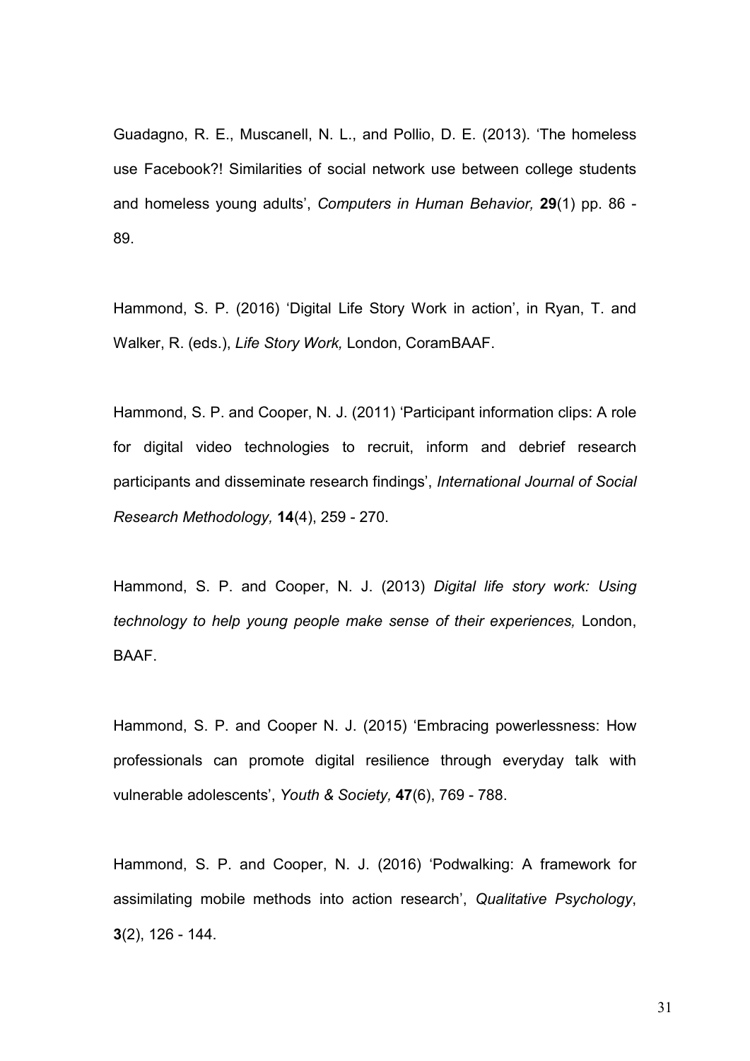Guadagno, R. E., Muscanell, N. L., and Pollio, D. E. (2013). 'The homeless use Facebook?! Similarities of social network use between college students and homeless young adults', *Computers in Human Behavior,* **29**(1) pp. 86 - 89.

Hammond, S. P. (2016) 'Digital Life Story Work in action', in Ryan, T. and Walker, R. (eds.), *Life Story Work,* London, CoramBAAF.

Hammond, S. P. and Cooper, N. J. (2011) 'Participant information clips: A role for digital video technologies to recruit, inform and debrief research participants and disseminate research findings', *International Journal of Social Research Methodology,* **14**(4), 259 - 270.

Hammond, S. P. and Cooper, N. J. (2013) *Digital life story work: Using technology to help young people make sense of their experiences,* London, BAAF.

Hammond, S. P. and Cooper N. J. (2015) 'Embracing powerlessness: How professionals can promote digital resilience through everyday talk with vulnerable adolescents', *Youth & Society,* **47**(6), 769 - 788.

Hammond, S. P. and Cooper, N. J. (2016) 'Podwalking: A framework for assimilating mobile methods into action research', *Qualitative Psychology*, **3**(2), 126 - 144.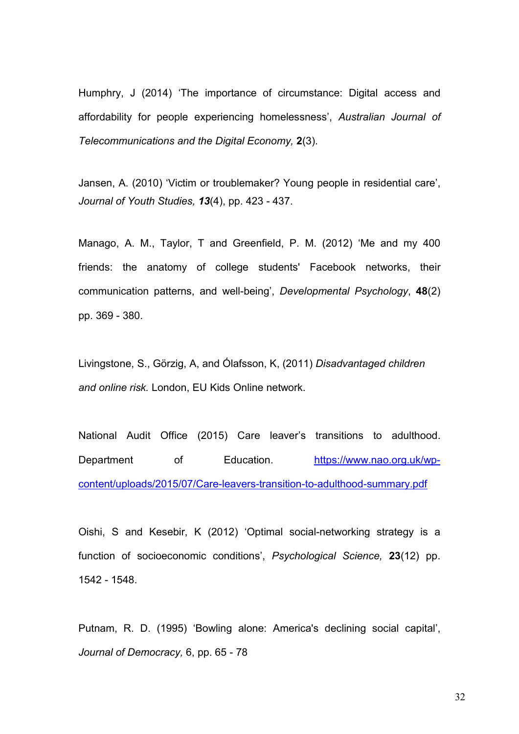Humphry, J (2014) 'The importance of circumstance: Digital access and affordability for people experiencing homelessness', *Australian Journal of Telecommunications and the Digital Economy,* **2**(3).

Jansen, A. (2010) 'Victim or troublemaker? Young people in residential care', *Journal of Youth Studies, **13***(4), pp. 423 - 437.

Manago, A. M., Taylor, T and Greenfield, P. M. (2012) 'Me and my 400 friends: the anatomy of college students' Facebook networks, their communication patterns, and well-being', *Developmental Psychology*, **48**(2) pp. 369 - 380.

Livingstone, S., Görzig, A, and Ólafsson, K, (2011) *Disadvantaged children and online risk.* London, EU Kids Online network.

National Audit Office (2015) Care leaver's transitions to adulthood. Department of Education. https://www.nao.org.uk/wp-content/uploads/2015/07/Care-leavers-transition-to-adulthood-summary.pdf

Oishi, S and Kesebir, K (2012) 'Optimal social-networking strategy is a function of socioeconomic conditions', *Psychological Science,* **23**(12) pp. 1542 - 1548.

Putnam, R. D. (1995) 'Bowling alone: America's declining social capital', *Journal of Democracy,* 6, pp. 65 - 78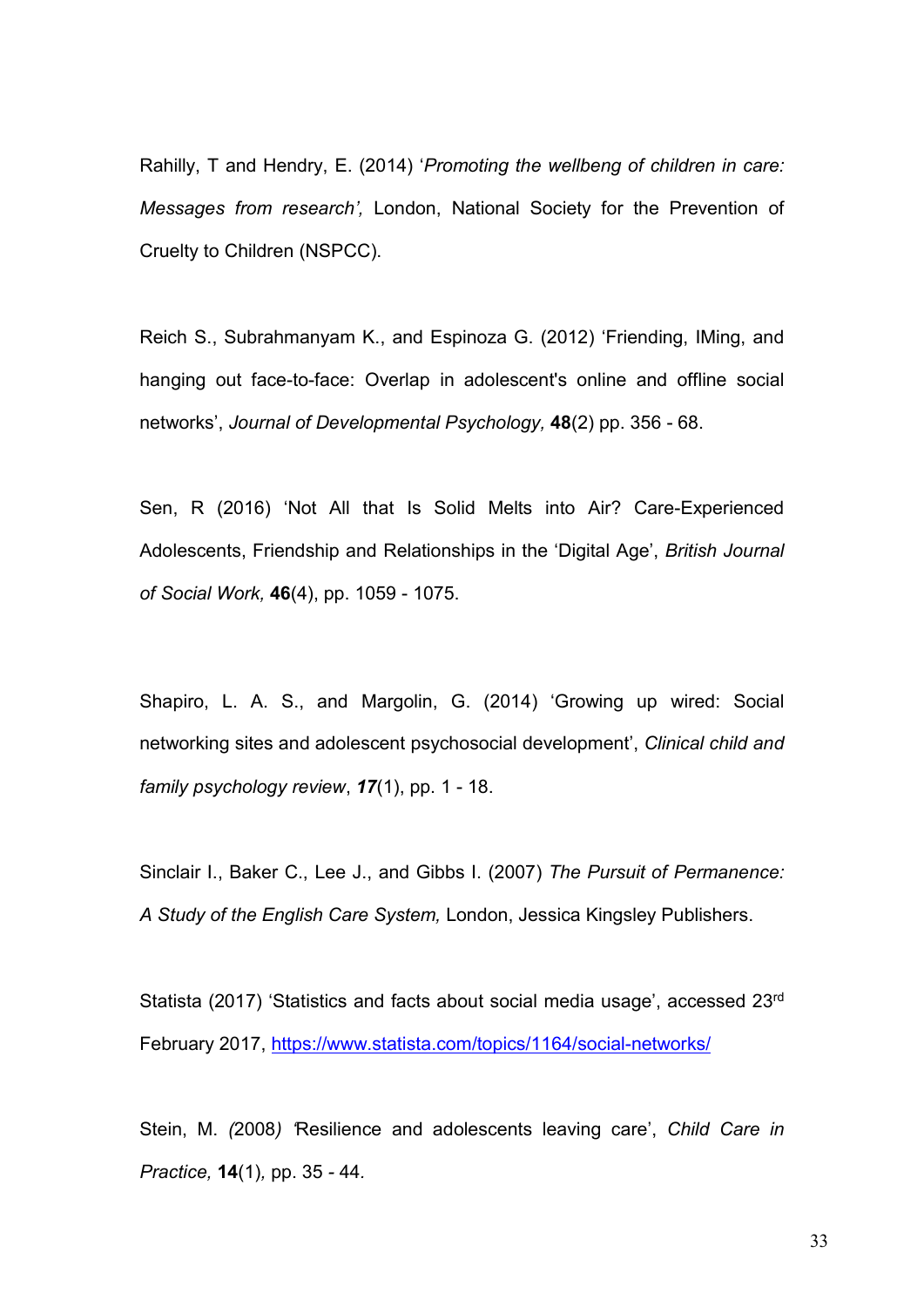Rahilly, T and Hendry, E. (2014) '*Promoting the wellbeng of children in care: Messages from research',* London, National Society for the Prevention of Cruelty to Children (NSPCC).

Reich S., Subrahmanyam K., and Espinoza G. (2012) 'Friending, IMing, and hanging out face-to-face: Overlap in adolescent's online and offline social networks', *Journal of Developmental Psychology,* **48**(2) pp. 356 - 68.

Sen, R (2016) 'Not All that Is Solid Melts into Air? Care-Experienced Adolescents, Friendship and Relationships in the 'Digital Age', *British Journal of Social Work,* **46**(4), pp. 1059 - 1075.

Shapiro, L. A. S., and Margolin, G. (2014) 'Growing up wired: Social networking sites and adolescent psychosocial development', *Clinical child and family psychology review*, ***17***(1), pp. 1 - 18.

Sinclair I., Baker C., Lee J., and Gibbs I. (2007) *The Pursuit of Permanence: A Study of the English Care System,* London, Jessica Kingsley Publishers.

Statista (2017) 'Statistics and facts about social media usage', accessed 23rd February 2017, https://www.statista.com/topics/1164/social-networks/

Stein, M. (2008) 'Resilience and adolescents leaving care', *Child Care in Practice,* **14**(1), pp. 35 - 44.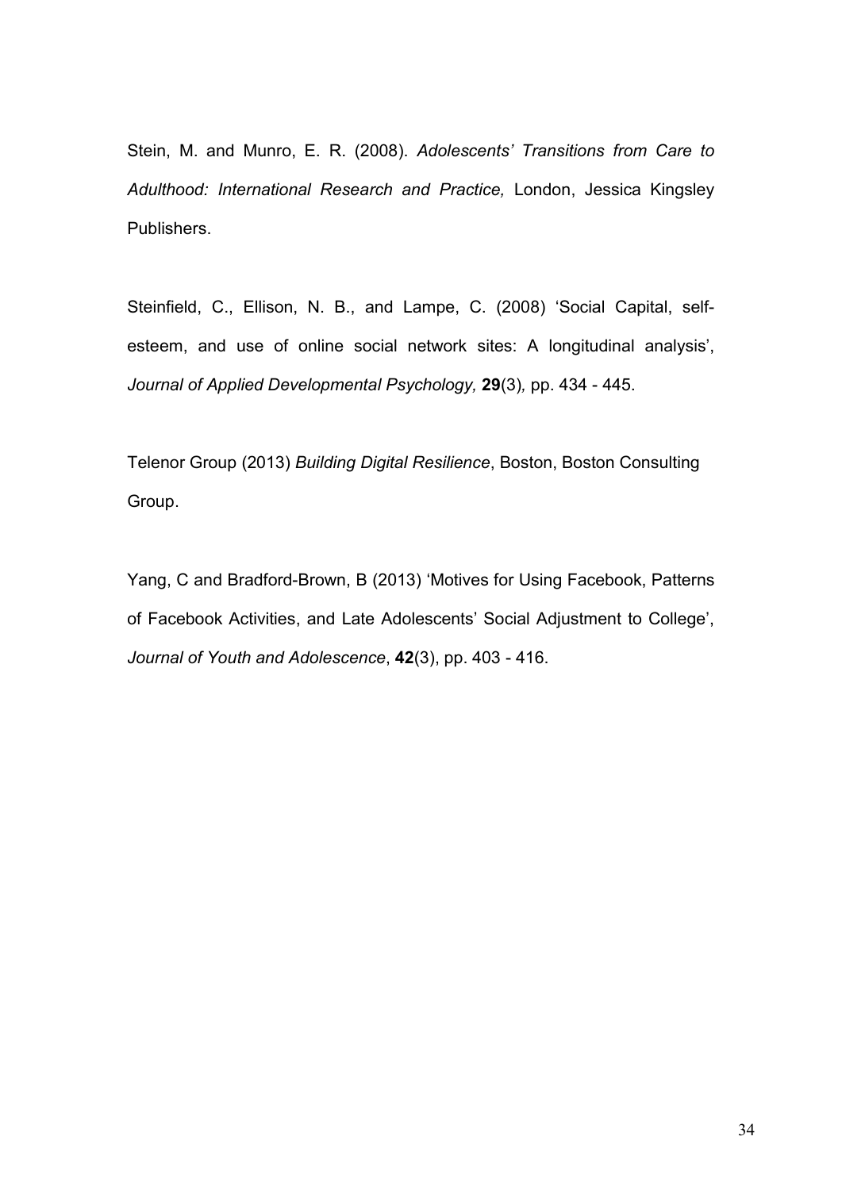Stein, M. and Munro, E. R. (2008). *Adolescents' Transitions from Care to Adulthood: International Research and Practice,* London, Jessica Kingsley Publishers.

Steinfield, C., Ellison, N. B., and Lampe, C. (2008) 'Social Capital, self-esteem, and use of online social network sites: A longitudinal analysis', *Journal of Applied Developmental Psychology,* **29**(3)*,* pp. 434 - 445.

Telenor Group (2013) *Building Digital Resilience*, Boston, Boston Consulting Group.

Yang, C and Bradford-Brown, B (2013) 'Motives for Using Facebook, Patterns of Facebook Activities, and Late Adolescents' Social Adjustment to College', *Journal of Youth and Adolescence*, **42**(3), pp. 403 - 416.